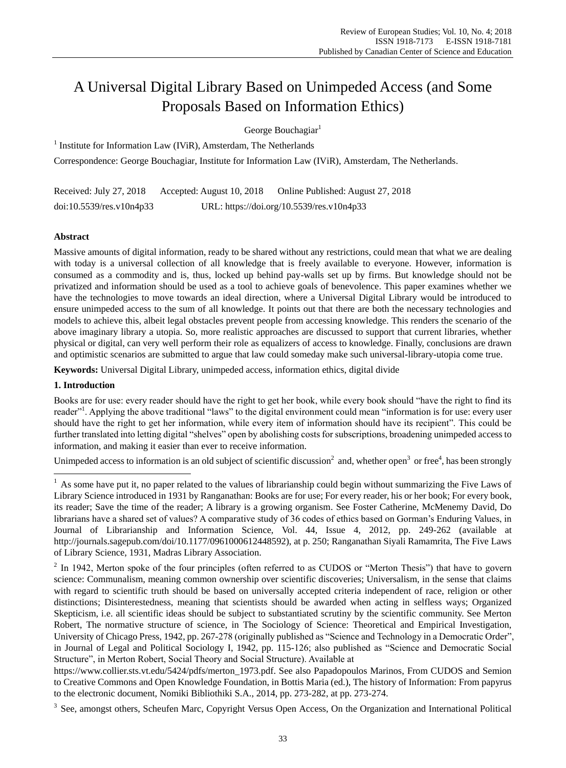# A Universal Digital Library Based on Unimpeded Access (and Some Proposals Based on Information Ethics)

George Bouchagiar[1]

[1] Institute for Information Law (IViR), Amsterdam, The Netherlands

Correspondence: George Bouchagiar, Institute for Information Law (IViR), Amsterdam, The Netherlands.

Received: July 27, 2018 Accepted: August 10, 2018 Online Published: August 27, 2018

doi:10.5539/res.v10n4p33 URL: https://doi.org/10.5539/res.v10n4p33

**Abstract**

Massive amounts of digital information, ready to be shared without any restrictions, could mean that what we are dealing with today is a universal collection of all knowledge that is freely available to everyone. However, information is consumed as a commodity and is, thus, locked up behind pay-walls set up by firms. But knowledge should not be privatized and information should be used as a tool to achieve goals of benevolence. This paper examines whether we have the technologies to move towards an ideal direction, where a Universal Digital Library would be introduced to ensure unimpeded access to the sum of all knowledge. It points out that there are both the necessary technologies and models to achieve this, albeit legal obstacles prevent people from accessing knowledge. This renders the scenario of the above imaginary library a utopia. So, more realistic approaches are discussed to support that current libraries, whether physical or digital, can very well perform their role as equalizers of access to knowledge. Finally, conclusions are drawn and optimistic scenarios are submitted to argue that law could someday make such universal-library-utopia come true.

**Keywords:** Universal Digital Library, unimpeded access, information ethics, digital divide

## 1. Introduction

Books are for use: every reader should have the right to get her book, while every book should "have the right to find its reader"[1]. Applying the above traditional "laws" to the digital environment could mean "information is for use: every user should have the right to get her information, while every item of information should have its recipient". This could be further translated into letting digital "shelves" open by abolishing costs for subscriptions, broadening unimpeded access to information, and making it easier than ever to receive information.

Unimpeded access to information is an old subject of scientific discussion[2] and, whether open[3] or free[4], has been strongly

---

[1] As some have put it, no paper related to the values of librarianship could begin without summarizing the Five Laws of Library Science introduced in 1931 by Ranganathan: Books are for use; For every reader, his or her book; For every book, its reader; Save the time of the reader; A library is a growing organism. See Foster Catherine, McMenemy David, Do librarians have a shared set of values? A comparative study of 36 codes of ethics based on Gorman's Enduring Values, in Journal of Librarianship and Information Science, Vol. 44, Issue 4, 2012, pp. 249-262 (available at http://journals.sagepub.com/doi/10.1177/0961000612448592), at p. 250; Ranganathan Siyali Ramamrita, The Five Laws of Library Science, 1931, Madras Library Association.

[2] In 1942, Merton spoke of the four principles (often referred to as CUDOS or "Merton Thesis") that have to govern science: Communalism, meaning common ownership over scientific discoveries; Universalism, in the sense that claims with regard to scientific truth should be based on universally accepted criteria independent of race, religion or other distinctions; Disinterestedness, meaning that scientists should be awarded when acting in selfless ways; Organized Skepticism, i.e. all scientific ideas should be subject to substantiated scrutiny by the scientific community. See Merton Robert, The normative structure of science, in The Sociology of Science: Theoretical and Empirical Investigation, University of Chicago Press, 1942, pp. 267-278 (originally published as "Science and Technology in a Democratic Order", in Journal of Legal and Political Sociology I, 1942, pp. 115-126; also published as "Science and Democratic Social Structure", in Merton Robert, Social Theory and Social Structure). Available at https://www.collier.sts.vt.edu/5424/pdfs/merton_1973.pdf. See also Papadopoulos Marinos, From CUDOS and Semion to Creative Commons and Open Knowledge Foundation, in Bottis Maria (ed.), The history of Information: From papyrus to the electronic document, Nomiki Bibliothiki S.A., 2014, pp. 273-282, at pp. 273-274.

[3] See, amongst others, Scheufen Marc, Copyright Versus Open Access, On the Organization and International Political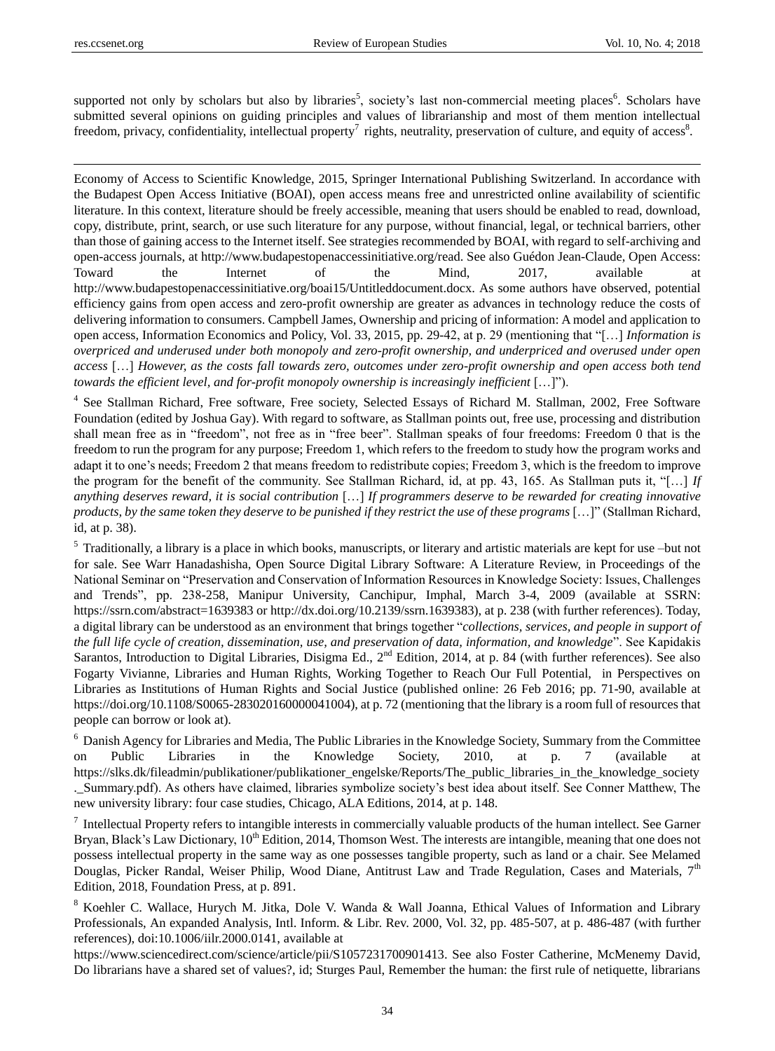supported not only by scholars but also by libraries[5], society's last non-commercial meeting places[6]. Scholars have submitted several opinions on guiding principles and values of librarianship and most of them mention intellectual freedom, privacy, confidentiality, intellectual property[7] rights, neutrality, preservation of culture, and equity of access[8].

---

Economy of Access to Scientific Knowledge, 2015, Springer International Publishing Switzerland. In accordance with the Budapest Open Access Initiative (BOAI), open access means free and unrestricted online availability of scientific literature. In this context, literature should be freely accessible, meaning that users should be enabled to read, download, copy, distribute, print, search, or use such literature for any purpose, without financial, legal, or technical barriers, other than those of gaining access to the Internet itself. See strategies recommended by BOAI, with regard to self-archiving and open-access journals, at http://www.budapestopenaccessinitiative.org/read. See also Guédon Jean-Claude, Open Access: Toward the Internet of the Mind, 2017, available at http://www.budapestopenaccessinitiative.org/boai15/Untitleddocument.docx. As some authors have observed, potential efficiency gains from open access and zero-profit ownership are greater as advances in technology reduce the costs of delivering information to consumers. Campbell James, Ownership and pricing of information: A model and application to open access, Information Economics and Policy, Vol. 33, 2015, pp. 29-42, at p. 29 (mentioning that "[…] *Information is overpriced and underused under both monopoly and zero-profit ownership, and underpriced and overused under open access* […] *However, as the costs fall towards zero, outcomes under zero-profit ownership and open access both tend towards the efficient level, and for-profit monopoly ownership is increasingly inefficient* […]").

[4] See Stallman Richard, Free software, Free society, Selected Essays of Richard M. Stallman, 2002, Free Software Foundation (edited by Joshua Gay). With regard to software, as Stallman points out, free use, processing and distribution shall mean free as in "freedom", not free as in "free beer". Stallman speaks of four freedoms: Freedom 0 that is the freedom to run the program for any purpose; Freedom 1, which refers to the freedom to study how the program works and adapt it to one's needs; Freedom 2 that means freedom to redistribute copies; Freedom 3, which is the freedom to improve the program for the benefit of the community. See Stallman Richard, id, at pp. 43, 165. As Stallman puts it, "[…] *If anything deserves reward, it is social contribution* […] *If programmers deserve to be rewarded for creating innovative products, by the same token they deserve to be punished if they restrict the use of these programs* […]" (Stallman Richard, id, at p. 38).

[5] Traditionally, a library is a place in which books, manuscripts, or literary and artistic materials are kept for use –but not for sale. See Warr Hanadashisha, Open Source Digital Library Software: A Literature Review, in Proceedings of the National Seminar on "Preservation and Conservation of Information Resources in Knowledge Society: Issues, Challenges and Trends", pp. 238-258, Manipur University, Canchipur, Imphal, March 3-4, 2009 (available at SSRN: https://ssrn.com/abstract=1639383 or http://dx.doi.org/10.2139/ssrn.1639383), at p. 238 (with further references). Today, a digital library can be understood as an environment that brings together "*collections, services, and people in support of the full life cycle of creation, dissemination, use, and preservation of data, information, and knowledge*". See Kapidakis Sarantos, Introduction to Digital Libraries, Disigma Ed., 2nd Edition, 2014, at p. 84 (with further references). See also Fogarty Vivianne, Libraries and Human Rights, Working Together to Reach Our Full Potential, in Perspectives on Libraries as Institutions of Human Rights and Social Justice (published online: 26 Feb 2016; pp. 71-90, available at https://doi.org/10.1108/S0065-283020160000041004), at p. 72 (mentioning that the library is a room full of resources that people can borrow or look at).

[6] Danish Agency for Libraries and Media, The Public Libraries in the Knowledge Society, Summary from the Committee on Public Libraries in the Knowledge Society, 2010, at p. 7 (available at https://slks.dk/fileadmin/publikationer/publikationer_engelske/Reports/The_public_libraries_in_the_knowledge_society._Summary.pdf). As others have claimed, libraries symbolize society's best idea about itself. See Conner Matthew, The new university library: four case studies, Chicago, ALA Editions, 2014, at p. 148.

[7] Intellectual Property refers to intangible interests in commercially valuable products of the human intellect. See Garner Bryan, Black's Law Dictionary, 10th Edition, 2014, Thomson West. The interests are intangible, meaning that one does not possess intellectual property in the same way as one possesses tangible property, such as land or a chair. See Melamed Douglas, Picker Randal, Weiser Philip, Wood Diane, Antitrust Law and Trade Regulation, Cases and Materials, 7th Edition, 2018, Foundation Press, at p. 891.

[8] Koehler C. Wallace, Hurych M. Jitka, Dole V. Wanda & Wall Joanna, Ethical Values of Information and Library Professionals, An expanded Analysis, Intl. Inform. & Libr. Rev. 2000, Vol. 32, pp. 485-507, at p. 486-487 (with further references), doi:10.1006/iilr.2000.0141, available at https://www.sciencedirect.com/science/article/pii/S1057231700901413. See also Foster Catherine, McMenemy David, Do librarians have a shared set of values?, id; Sturges Paul, Remember the human: the first rule of netiquette, librarians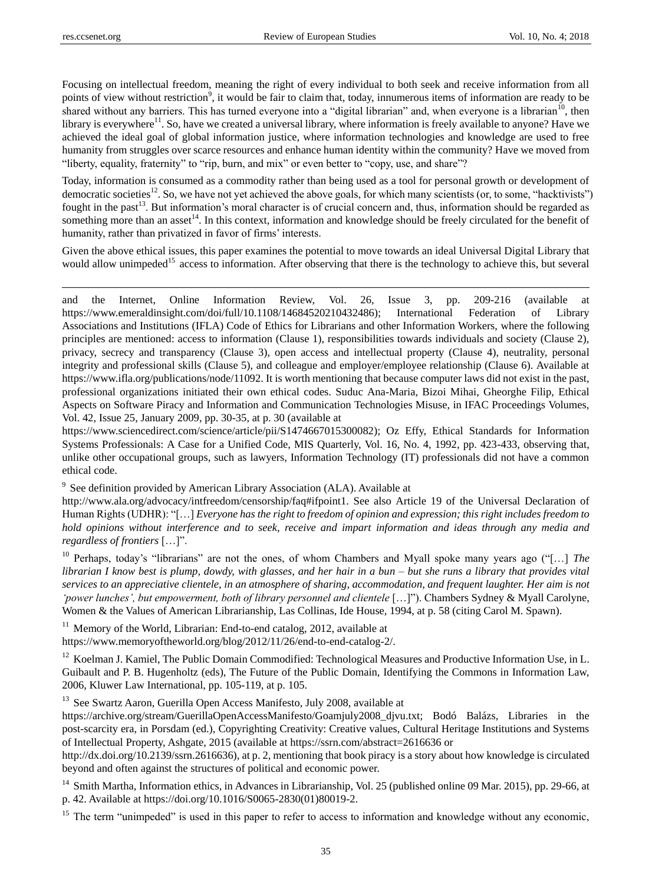Focusing on intellectual freedom, meaning the right of every individual to both seek and receive information from all points of view without restriction[9], it would be fair to claim that, today, innumerous items of information are ready to be shared without any barriers. This has turned everyone into a "digital librarian" and, when everyone is a librarian[10], then library is everywhere[11]. So, have we created a universal library, where information is freely available to anyone? Have we achieved the ideal goal of global information justice, where information technologies and knowledge are used to free humanity from struggles over scarce resources and enhance human identity within the community? Have we moved from "liberty, equality, fraternity" to "rip, burn, and mix" or even better to "copy, use, and share"?

Today, information is consumed as a commodity rather than being used as a tool for personal growth or development of democratic societies[12]. So, we have not yet achieved the above goals, for which many scientists (or, to some, "hacktivists") fought in the past[13]. But information's moral character is of crucial concern and, thus, information should be regarded as something more than an asset[14]. In this context, information and knowledge should be freely circulated for the benefit of humanity, rather than privatized in favor of firms' interests.

Given the above ethical issues, this paper examines the potential to move towards an ideal Universal Digital Library that would allow unimpeded[15] access to information. After observing that there is the technology to achieve this, but several

---

and the Internet, Online Information Review, Vol. 26, Issue 3, pp. 209-216 (available at https://www.emeraldinsight.com/doi/full/10.1108/14684520210432486); International Federation of Library Associations and Institutions (IFLA) Code of Ethics for Librarians and other Information Workers, where the following principles are mentioned: access to information (Clause 1), responsibilities towards individuals and society (Clause 2), privacy, secrecy and transparency (Clause 3), open access and intellectual property (Clause 4), neutrality, personal integrity and professional skills (Clause 5), and colleague and employer/employee relationship (Clause 6). Available at https://www.ifla.org/publications/node/11092. It is worth mentioning that because computer laws did not exist in the past, professional organizations initiated their own ethical codes. Suduc Ana-Maria, Bizoi Mihai, Gheorghe Filip, Ethical Aspects on Software Piracy and Information and Communication Technologies Misuse, in IFAC Proceedings Volumes, Vol. 42, Issue 25, January 2009, pp. 30-35, at p. 30 (available at https://www.sciencedirect.com/science/article/pii/S1474667015300082); Oz Effy, Ethical Standards for Information Systems Professionals: A Case for a Unified Code, MIS Quarterly, Vol. 16, No. 4, 1992, pp. 423-433, observing that, unlike other occupational groups, such as lawyers, Information Technology (IT) professionals did not have a common ethical code.

[9] See definition provided by American Library Association (ALA). Available at http://www.ala.org/advocacy/intfreedom/censorship/faq#ifpoint1. See also Article 19 of the Universal Declaration of Human Rights (UDHR): "[…] *Everyone has the right to freedom of opinion and expression; this right includes freedom to hold opinions without interference and to seek, receive and impart information and ideas through any media and regardless of frontiers* […]".

[10] Perhaps, today's "librarians" are not the ones, of whom Chambers and Myall spoke many years ago ("[…] *The librarian I know best is plump, dowdy, with glasses, and her hair in a bun – but she runs a library that provides vital services to an appreciative clientele, in an atmosphere of sharing, accommodation, and frequent laughter. Her aim is not 'power lunches', but empowerment, both of library personnel and clientele* […]"). Chambers Sydney & Myall Carolyne, Women & the Values of American Librarianship, Las Collinas, Ide House, 1994, at p. 58 (citing Carol M. Spawn).

[11] Memory of the World, Librarian: End-to-end catalog, 2012, available at https://www.memoryoftheworld.org/blog/2012/11/26/end-to-end-catalog-2/.

[12] Koelman J. Kamiel, The Public Domain Commodified: Technological Measures and Productive Information Use, in L. Guibault and P. B. Hugenholtz (eds), The Future of the Public Domain, Identifying the Commons in Information Law, 2006, Kluwer Law International, pp. 105-119, at p. 105.

[13] See Swartz Aaron, Guerilla Open Access Manifesto, July 2008, available at https://archive.org/stream/GuerillaOpenAccessManifesto/Goamjuly2008_djvu.txt; Bodó Balázs, Libraries in the post-scarcity era, in Porsdam (ed.), Copyrighting Creativity: Creative values, Cultural Heritage Institutions and Systems of Intellectual Property, Ashgate, 2015 (available at https://ssrn.com/abstract=2616636 or http://dx.doi.org/10.2139/ssrn.2616636), at p. 2, mentioning that book piracy is a story about how knowledge is circulated beyond and often against the structures of political and economic power.

[14] Smith Martha, Information ethics, in Advances in Librarianship, Vol. 25 (published online 09 Mar. 2015), pp. 29-66, at p. 42. Available at https://doi.org/10.1016/S0065-2830(01)80019-2.

[15] The term "unimpeded" is used in this paper to refer to access to information and knowledge without any economic,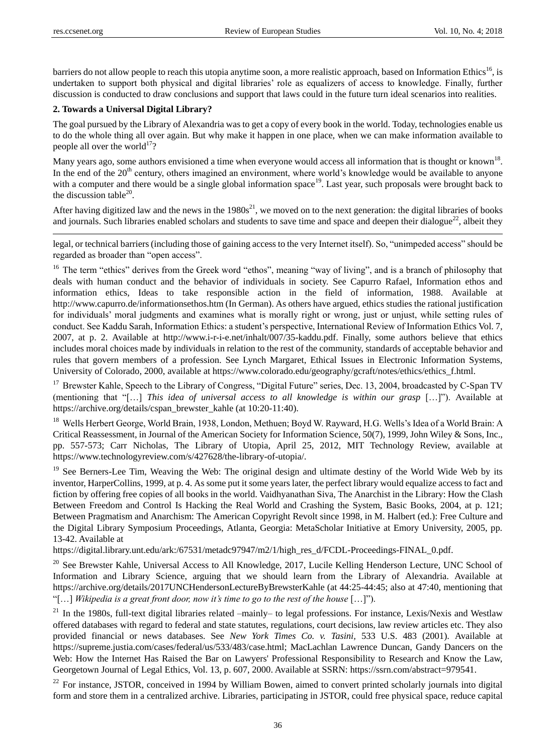barriers do not allow people to reach this utopia anytime soon, a more realistic approach, based on Information Ethics[16], is undertaken to support both physical and digital libraries' role as equalizers of access to knowledge. Finally, further discussion is conducted to draw conclusions and support that laws could in the future turn ideal scenarios into realities.

**2. Towards a Universal Digital Library?**

The goal pursued by the Library of Alexandria was to get a copy of every book in the world. Today, technologies enable us to do the whole thing all over again. But why make it happen in one place, when we can make information available to people all over the world[17]?

Many years ago, some authors envisioned a time when everyone would access all information that is thought or known[18]. In the end of the 20th century, others imagined an environment, where world's knowledge would be available to anyone with a computer and there would be a single global information space[19]. Last year, such proposals were brought back to the discussion table[20].

After having digitized law and the news in the 1980s[21], we moved on to the next generation: the digital libraries of books and journals. Such libraries enabled scholars and students to save time and space and deepen their dialogue[22], albeit they

---

legal, or technical barriers (including those of gaining access to the very Internet itself). So, "unimpeded access" should be regarded as broader than "open access".

[16] The term "ethics" derives from the Greek word "ethos", meaning "way of living", and is a branch of philosophy that deals with human conduct and the behavior of individuals in society. See Capurro Rafael, Information ethos and information ethics, Ideas to take responsible action in the field of information, 1988. Available at http://www.capurro.de/informationsethos.htm (In German). As others have argued, ethics studies the rational justification for individuals' moral judgments and examines what is morally right or wrong, just or unjust, while setting rules of conduct. See Kaddu Sarah, Information Ethics: a student's perspective, International Review of Information Ethics Vol. 7, 2007, at p. 2. Available at http://www.i-r-i-e.net/inhalt/007/35-kaddu.pdf. Finally, some authors believe that ethics includes moral choices made by individuals in relation to the rest of the community, standards of acceptable behavior and rules that govern members of a profession. See Lynch Margaret, Ethical Issues in Electronic Information Systems, University of Colorado, 2000, available at https://www.colorado.edu/geography/gcraft/notes/ethics/ethics_f.html.

[17] Brewster Kahle, Speech to the Library of Congress, "Digital Future" series, Dec. 13, 2004, broadcasted by C-Span TV (mentioning that "[…] *This idea of universal access to all knowledge is within our grasp* […]"). Available at https://archive.org/details/cspan_brewster_kahle (at 10:20-11:40).

[18] Wells Herbert George, World Brain, 1938, London, Methuen; Boyd W. Rayward, H.G. Wells's Idea of a World Brain: A Critical Reassessment, in Journal of the American Society for Information Science, 50(7), 1999, John Wiley & Sons, Inc., pp. 557-573; Carr Nicholas, The Library of Utopia, April 25, 2012, MIT Technology Review, available at https://www.technologyreview.com/s/427628/the-library-of-utopia/.

[19] See Berners-Lee Tim, Weaving the Web: The original design and ultimate destiny of the World Wide Web by its inventor, HarperCollins, 1999, at p. 4. As some put it some years later, the perfect library would equalize access to fact and fiction by offering free copies of all books in the world. Vaidhyanathan Siva, The Anarchist in the Library: How the Clash Between Freedom and Control Is Hacking the Real World and Crashing the System, Basic Books, 2004, at p. 121; Between Pragmatism and Anarchism: The American Copyright Revolt since 1998, in M. Halbert (ed.): Free Culture and the Digital Library Symposium Proceedings, Atlanta, Georgia: MetaScholar Initiative at Emory University, 2005, pp. 13-42. Available at https://digital.library.unt.edu/ark:/67531/metadc97947/m2/1/high_res_d/FCDL-Proceedings-FINAL_0.pdf.

[20] See Brewster Kahle, Universal Access to All Knowledge, 2017, Lucile Kelling Henderson Lecture, UNC School of Information and Library Science, arguing that we should learn from the Library of Alexandria. Available at https://archive.org/details/2017UNCHendersonLectureByBrewsterKahle (at 44:25-44:45; also at 47:40, mentioning that "[…] *Wikipedia is a great front door, now it's time to go to the rest of the house* […]").

[21] In the 1980s, full-text digital libraries related –mainly– to legal professions. For instance, Lexis/Nexis and Westlaw offered databases with regard to federal and state statutes, regulations, court decisions, law review articles etc. They also provided financial or news databases. See *New York Times Co. v. Tasini*, 533 U.S. 483 (2001). Available at https://supreme.justia.com/cases/federal/us/533/483/case.html; MacLachlan Lawrence Duncan, Gandy Dancers on the Web: How the Internet Has Raised the Bar on Lawyers' Professional Responsibility to Research and Know the Law, Georgetown Journal of Legal Ethics, Vol. 13, p. 607, 2000. Available at SSRN: https://ssrn.com/abstract=979541.

[22] For instance, JSTOR, conceived in 1994 by William Bowen, aimed to convert printed scholarly journals into digital form and store them in a centralized archive. Libraries, participating in JSTOR, could free physical space, reduce capital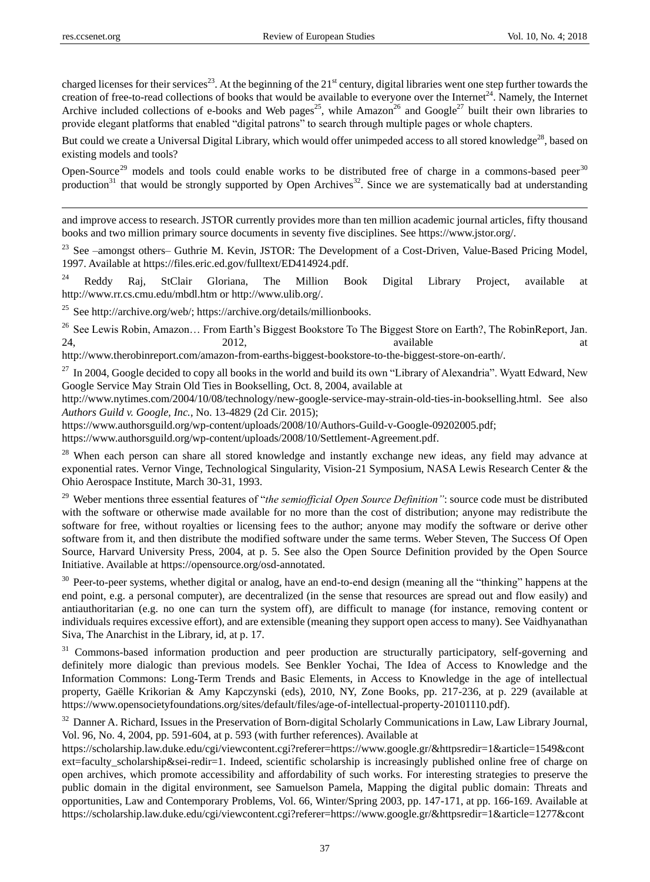charged licenses for their services[23]. At the beginning of the 21st century, digital libraries went one step further towards the creation of free-to-read collections of books that would be available to everyone over the Internet[24]. Namely, the Internet Archive included collections of e-books and Web pages[25], while Amazon[26] and Google[27] built their own libraries to provide elegant platforms that enabled "digital patrons" to search through multiple pages or whole chapters.

But could we create a Universal Digital Library, which would offer unimpeded access to all stored knowledge[28], based on existing models and tools?

Open-Source[29] models and tools could enable works to be distributed free of charge in a commons-based peer[30] production[31] that would be strongly supported by Open Archives[32]. Since we are systematically bad at understanding

---

and improve access to research. JSTOR currently provides more than ten million academic journal articles, fifty thousand books and two million primary source documents in seventy five disciplines. See https://www.jstor.org/.

[23] See –amongst others– Guthrie M. Kevin, JSTOR: The Development of a Cost-Driven, Value-Based Pricing Model, 1997. Available at https://files.eric.ed.gov/fulltext/ED414924.pdf.

[24] Reddy Raj, StClair Gloriana, The Million Book Digital Library Project, available at http://www.rr.cs.cmu.edu/mbdl.htm or http://www.ulib.org/.

[25] See http://archive.org/web/; https://archive.org/details/millionbooks.

[26] See Lewis Robin, Amazon… From Earth's Biggest Bookstore To The Biggest Store on Earth?, The RobinReport, Jan. 24, 2012, available at http://www.therobinreport.com/amazon-from-earths-biggest-bookstore-to-the-biggest-store-on-earth/.

[27] In 2004, Google decided to copy all books in the world and build its own "Library of Alexandria". Wyatt Edward, New Google Service May Strain Old Ties in Bookselling, Oct. 8, 2004, available at http://www.nytimes.com/2004/10/08/technology/new-google-service-may-strain-old-ties-in-bookselling.html. See also *Authors Guild v. Google, Inc.*, No. 13-4829 (2d Cir. 2015); https://www.authorsguild.org/wp-content/uploads/2008/10/Authors-Guild-v-Google-09202005.pdf; https://www.authorsguild.org/wp-content/uploads/2008/10/Settlement-Agreement.pdf.

[28] When each person can share all stored knowledge and instantly exchange new ideas, any field may advance at exponential rates. Vernor Vinge, Technological Singularity, Vision-21 Symposium, NASA Lewis Research Center & the Ohio Aerospace Institute, March 30-31, 1993.

[29] Weber mentions three essential features of "*the semiofficial Open Source Definition"*: source code must be distributed with the software or otherwise made available for no more than the cost of distribution; anyone may redistribute the software for free, without royalties or licensing fees to the author; anyone may modify the software or derive other software from it, and then distribute the modified software under the same terms. Weber Steven, The Success Of Open Source, Harvard University Press, 2004, at p. 5. See also the Open Source Definition provided by the Open Source Initiative. Available at https://opensource.org/osd-annotated.

[30] Peer-to-peer systems, whether digital or analog, have an end-to-end design (meaning all the "thinking" happens at the end point, e.g. a personal computer), are decentralized (in the sense that resources are spread out and flow easily) and antiauthoritarian (e.g. no one can turn the system off), are difficult to manage (for instance, removing content or individuals requires excessive effort), and are extensible (meaning they support open access to many). See Vaidhyanathan Siva, The Anarchist in the Library, id, at p. 17.

[31] Commons-based information production and peer production are structurally participatory, self-governing and definitely more dialogic than previous models. See Benkler Yochai, The Idea of Access to Knowledge and the Information Commons: Long-Term Trends and Basic Elements, in Access to Knowledge in the age of intellectual property, Gaëlle Krikorian & Amy Kapczynski (eds), 2010, NY, Zone Books, pp. 217-236, at p. 229 (available at https://www.opensocietyfoundations.org/sites/default/files/age-of-intellectual-property-20101110.pdf).

[32] Danner A. Richard, Issues in the Preservation of Born-digital Scholarly Communications in Law, Law Library Journal, Vol. 96, No. 4, 2004, pp. 591-604, at p. 593 (with further references). Available at https://scholarship.law.duke.edu/cgi/viewcontent.cgi?referer=https://www.google.gr/&httpsredir=1&article=1549&context=faculty_scholarship&sei-redir=1. Indeed, scientific scholarship is increasingly published online free of charge on open archives, which promote accessibility and affordability of such works. For interesting strategies to preserve the public domain in the digital environment, see Samuelson Pamela, Mapping the digital public domain: Threats and opportunities, Law and Contemporary Problems, Vol. 66, Winter/Spring 2003, pp. 147-171, at pp. 166-169. Available at https://scholarship.law.duke.edu/cgi/viewcontent.cgi?referer=https://www.google.gr/&httpsredir=1&article=1277&cont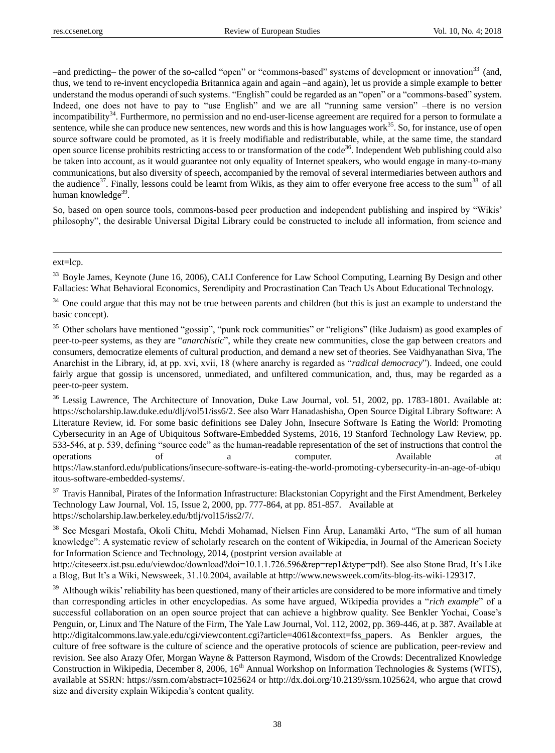–and predicting– the power of the so-called "open" or "commons-based" systems of development or innovation[33] (and, thus, we tend to re-invent encyclopedia Britannica again and again –and again), let us provide a simple example to better understand the modus operandi of such systems. "English" could be regarded as an "open" or a "commons-based" system. Indeed, one does not have to pay to "use English" and we are all "running same version" –there is no version incompatibility[34]. Furthermore, no permission and no end-user-license agreement are required for a person to formulate a sentence, while she can produce new sentences, new words and this is how languages work[35]. So, for instance, use of open source software could be promoted, as it is freely modifiable and redistributable, while, at the same time, the standard open source license prohibits restricting access to or transformation of the code[36]. Independent Web publishing could also be taken into account, as it would guarantee not only equality of Internet speakers, who would engage in many-to-many communications, but also diversity of speech, accompanied by the removal of several intermediaries between authors and the audience[37]. Finally, lessons could be learnt from Wikis, as they aim to offer everyone free access to the sum[38] of all human knowledge[39].

So, based on open source tools, commons-based peer production and independent publishing and inspired by "Wikis' philosophy", the desirable Universal Digital Library could be constructed to include all information, from science and

---

ext=lcp.

[33] Boyle James, Keynote (June 16, 2006), CALI Conference for Law School Computing, Learning By Design and other Fallacies: What Behavioral Economics, Serendipity and Procrastination Can Teach Us About Educational Technology.

[34] One could argue that this may not be true between parents and children (but this is just an example to understand the basic concept).

[35] Other scholars have mentioned "gossip", "punk rock communities" or "religions" (like Judaism) as good examples of peer-to-peer systems, as they are "*anarchistic*", while they create new communities, close the gap between creators and consumers, democratize elements of cultural production, and demand a new set of theories. See Vaidhyanathan Siva, The Anarchist in the Library, id, at pp. xvi, xvii, 18 (where anarchy is regarded as "*radical democracy*"). Indeed, one could fairly argue that gossip is uncensored, unmediated, and unfiltered communication, and, thus, may be regarded as a peer-to-peer system.

[36] Lessig Lawrence, The Architecture of Innovation, Duke Law Journal, vol. 51, 2002, pp. 1783-1801. Available at: https://scholarship.law.duke.edu/dlj/vol51/iss6/2. See also Warr Hanadashisha, Open Source Digital Library Software: A Literature Review, id. For some basic definitions see Daley John, Insecure Software Is Eating the World: Promoting Cybersecurity in an Age of Ubiquitous Software-Embedded Systems, 2016, 19 Stanford Technology Law Review, pp. 533-546, at p. 539, defining "source code" as the human-readable representation of the set of instructions that control the operations of a computer. Available at https://law.stanford.edu/publications/insecure-software-is-eating-the-world-promoting-cybersecurity-in-an-age-of-ubiquitous-software-embedded-systems/.

[37] Travis Hannibal, Pirates of the Information Infrastructure: Blackstonian Copyright and the First Amendment, Berkeley Technology Law Journal, Vol. 15, Issue 2, 2000, pp. 777-864, at pp. 851-857. Available at https://scholarship.law.berkeley.edu/btlj/vol15/iss2/7/.

[38] See Mesgari Mostafa, Okoli Chitu, Mehdi Mohamad, Nielsen Finn Årup, Lanamäki Arto, "The sum of all human knowledge": A systematic review of scholarly research on the content of Wikipedia, in Journal of the American Society for Information Science and Technology, 2014, (postprint version available at http://citeseerx.ist.psu.edu/viewdoc/download?doi=10.1.1.726.596&rep=rep1&type=pdf). See also Stone Brad, It's Like a Blog, But It's a Wiki, Newsweek, 31.10.2004, available at http://www.newsweek.com/its-blog-its-wiki-129317.

[39] Although wikis' reliability has been questioned, many of their articles are considered to be more informative and timely than corresponding articles in other encyclopedias. As some have argued, Wikipedia provides a "*rich example*" of a successful collaboration on an open source project that can achieve a highbrow quality. See Benkler Yochai, Coase's Penguin, or, Linux and The Nature of the Firm, The Yale Law Journal, Vol. 112, 2002, pp. 369-446, at p. 387. Available at http://digitalcommons.law.yale.edu/cgi/viewcontent.cgi?article=4061&context=fss_papers. As Benkler argues, the culture of free software is the culture of science and the operative protocols of science are publication, peer-review and revision. See also Arazy Ofer, Morgan Wayne & Patterson Raymond, Wisdom of the Crowds: Decentralized Knowledge Construction in Wikipedia, December 8, 2006, 16th Annual Workshop on Information Technologies & Systems (WITS), available at SSRN: https://ssrn.com/abstract=1025624 or http://dx.doi.org/10.2139/ssrn.1025624, who argue that crowd size and diversity explain Wikipedia's content quality.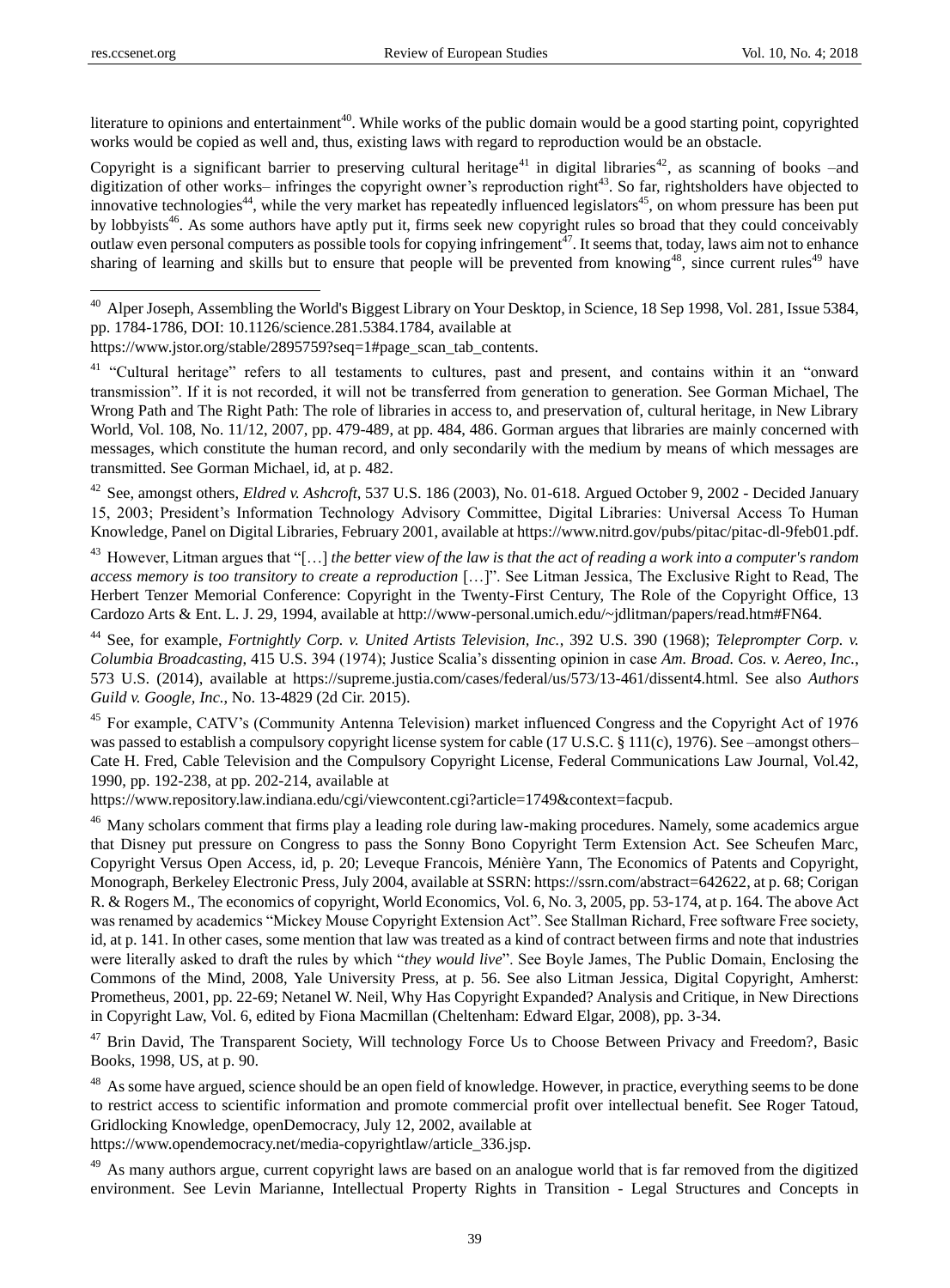literature to opinions and entertainment[40]. While works of the public domain would be a good starting point, copyrighted works would be copied as well and, thus, existing laws with regard to reproduction would be an obstacle.

Copyright is a significant barrier to preserving cultural heritage[41] in digital libraries[42], as scanning of books –and digitization of other works– infringes the copyright owner's reproduction right[43]. So far, rightsholders have objected to innovative technologies[44], while the very market has repeatedly influenced legislators[45], on whom pressure has been put by lobbyists[46]. As some authors have aptly put it, firms seek new copyright rules so broad that they could conceivably outlaw even personal computers as possible tools for copying infringement[47]. It seems that, today, laws aim not to enhance sharing of learning and skills but to ensure that people will be prevented from knowing[48], since current rules[49] have

---

[40] Alper Joseph, Assembling the World's Biggest Library on Your Desktop, in Science, 18 Sep 1998, Vol. 281, Issue 5384, pp. 1784-1786, DOI: 10.1126/science.281.5384.1784, available at https://www.jstor.org/stable/2895759?seq=1#page_scan_tab_contents.

[41] "Cultural heritage" refers to all testaments to cultures, past and present, and contains within it an "onward transmission". If it is not recorded, it will not be transferred from generation to generation. See Gorman Michael, The Wrong Path and The Right Path: The role of libraries in access to, and preservation of, cultural heritage, in New Library World, Vol. 108, No. 11/12, 2007, pp. 479-489, at pp. 484, 486. Gorman argues that libraries are mainly concerned with messages, which constitute the human record, and only secondarily with the medium by means of which messages are transmitted. See Gorman Michael, id, at p. 482.

[42] See, amongst others, *Eldred v. Ashcroft*, 537 U.S. 186 (2003), No. 01-618. Argued October 9, 2002 - Decided January 15, 2003; President's Information Technology Advisory Committee, Digital Libraries: Universal Access To Human Knowledge, Panel on Digital Libraries, February 2001, available at https://www.nitrd.gov/pubs/pitac/pitac-dl-9feb01.pdf.

[43] However, Litman argues that "[…] *the better view of the law is that the act of reading a work into a computer's random access memory is too transitory to create a reproduction* […]". See Litman Jessica, The Exclusive Right to Read, The Herbert Tenzer Memorial Conference: Copyright in the Twenty-First Century, The Role of the Copyright Office, 13 Cardozo Arts & Ent. L. J. 29, 1994, available at http://www-personal.umich.edu/~jdlitman/papers/read.htm#FN64.

[44] See, for example, *Fortnightly Corp. v. United Artists Television, Inc.*, 392 U.S. 390 (1968); *Teleprompter Corp. v. Columbia Broadcasting*, 415 U.S. 394 (1974); Justice Scalia's dissenting opinion in case *Am. Broad. Cos. v. Aereo, Inc.*, 573 U.S. (2014), available at https://supreme.justia.com/cases/federal/us/573/13-461/dissent4.html. See also *Authors Guild v. Google, Inc.*, No. 13-4829 (2d Cir. 2015).

[45] For example, CATV's (Community Antenna Television) market influenced Congress and the Copyright Act of 1976 was passed to establish a compulsory copyright license system for cable (17 U.S.C. § 111(c), 1976). See –amongst others– Cate H. Fred, Cable Television and the Compulsory Copyright License, Federal Communications Law Journal, Vol.42, 1990, pp. 192-238, at pp. 202-214, available at https://www.repository.law.indiana.edu/cgi/viewcontent.cgi?article=1749&context=facpub.

[46] Many scholars comment that firms play a leading role during law-making procedures. Namely, some academics argue that Disney put pressure on Congress to pass the Sonny Bono Copyright Term Extension Act. See Scheufen Marc, Copyright Versus Open Access, id, p. 20; Leveque Francois, Ménière Yann, The Economics of Patents and Copyright, Monograph, Berkeley Electronic Press, July 2004, available at SSRN: https://ssrn.com/abstract=642622, at p. 68; Corigan R. & Rogers M., The economics of copyright, World Economics, Vol. 6, No. 3, 2005, pp. 53-174, at p. 164. The above Act was renamed by academics "Mickey Mouse Copyright Extension Act". See Stallman Richard, Free software Free society, id, at p. 141. In other cases, some mention that law was treated as a kind of contract between firms and note that industries were literally asked to draft the rules by which "*they would live*". See Boyle James, The Public Domain, Enclosing the Commons of the Mind, 2008, Yale University Press, at p. 56. See also Litman Jessica, Digital Copyright, Amherst: Prometheus, 2001, pp. 22-69; Netanel W. Neil, Why Has Copyright Expanded? Analysis and Critique, in New Directions in Copyright Law, Vol. 6, edited by Fiona Macmillan (Cheltenham: Edward Elgar, 2008), pp. 3-34.

[47] Brin David, The Transparent Society, Will technology Force Us to Choose Between Privacy and Freedom?, Basic Books, 1998, US, at p. 90.

[48] As some have argued, science should be an open field of knowledge. However, in practice, everything seems to be done to restrict access to scientific information and promote commercial profit over intellectual benefit. See Roger Tatoud, Gridlocking Knowledge, openDemocracy, July 12, 2002, available at https://www.opendemocracy.net/media-copyrightlaw/article_336.jsp.

[49] As many authors argue, current copyright laws are based on an analogue world that is far removed from the digitized environment. See Levin Marianne, Intellectual Property Rights in Transition - Legal Structures and Concepts in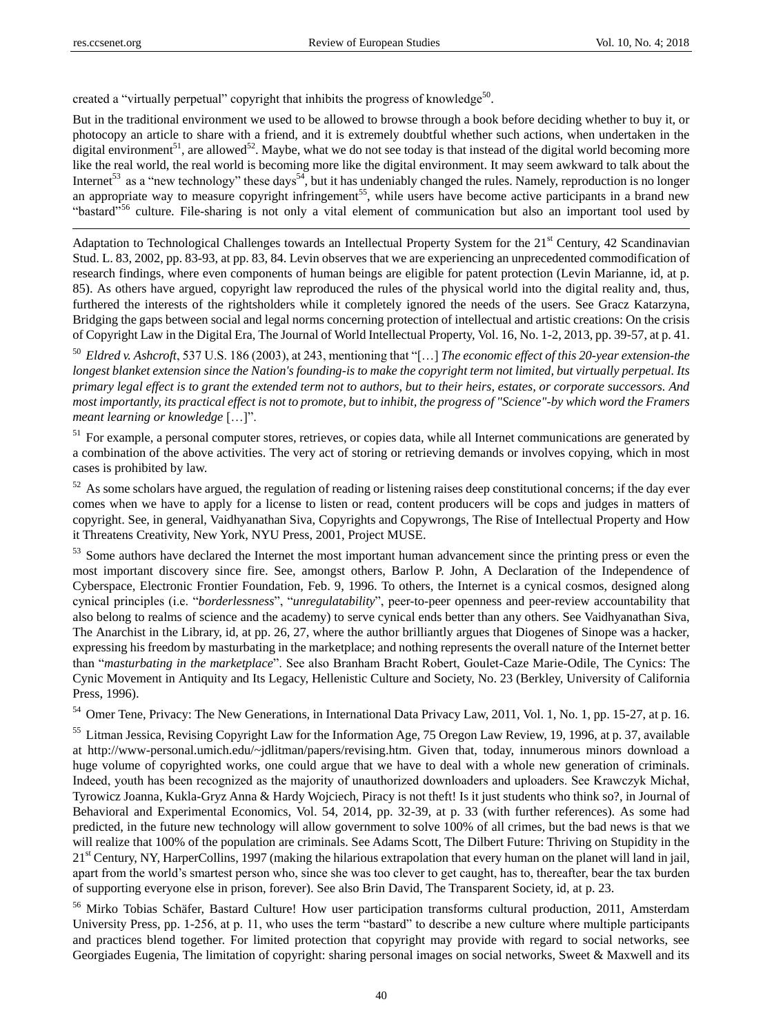created a "virtually perpetual" copyright that inhibits the progress of knowledge[50].

But in the traditional environment we used to be allowed to browse through a book before deciding whether to buy it, or photocopy an article to share with a friend, and it is extremely doubtful whether such actions, when undertaken in the digital environment[51], are allowed[52]. Maybe, what we do not see today is that instead of the digital world becoming more like the real world, the real world is becoming more like the digital environment. It may seem awkward to talk about the Internet[53] as a "new technology" these days[54], but it has undeniably changed the rules. Namely, reproduction is no longer an appropriate way to measure copyright infringement[55], while users have become active participants in a brand new "bastard"[56] culture. File-sharing is not only a vital element of communication but also an important tool used by

---

Adaptation to Technological Challenges towards an Intellectual Property System for the 21st Century, 42 Scandinavian Stud. L. 83, 2002, pp. 83-93, at pp. 83, 84. Levin observes that we are experiencing an unprecedented commodification of research findings, where even components of human beings are eligible for patent protection (Levin Marianne, id, at p. 85). As others have argued, copyright law reproduced the rules of the physical world into the digital reality and, thus, furthered the interests of the rightsholders while it completely ignored the needs of the users. See Gracz Katarzyna, Bridging the gaps between social and legal norms concerning protection of intellectual and artistic creations: On the crisis of Copyright Law in the Digital Era, The Journal of World Intellectual Property, Vol. 16, No. 1-2, 2013, pp. 39-57, at p. 41.

[50] *Eldred v. Ashcroft*, 537 U.S. 186 (2003), at 243, mentioning that "[…] *The economic effect of this 20-year extension-the longest blanket extension since the Nation's founding-is to make the copyright term not limited, but virtually perpetual. Its primary legal effect is to grant the extended term not to authors, but to their heirs, estates, or corporate successors. And most importantly, its practical effect is not to promote, but to inhibit, the progress of "Science"-by which word the Framers meant learning or knowledge* […]".

[51] For example, a personal computer stores, retrieves, or copies data, while all Internet communications are generated by a combination of the above activities. The very act of storing or retrieving demands or involves copying, which in most cases is prohibited by law.

[52] As some scholars have argued, the regulation of reading or listening raises deep constitutional concerns; if the day ever comes when we have to apply for a license to listen or read, content producers will be cops and judges in matters of copyright. See, in general, Vaidhyanathan Siva, Copyrights and Copywrongs, The Rise of Intellectual Property and How it Threatens Creativity, New York, NYU Press, 2001, Project MUSE.

[53] Some authors have declared the Internet the most important human advancement since the printing press or even the most important discovery since fire. See, amongst others, Barlow P. John, A Declaration of the Independence of Cyberspace, Electronic Frontier Foundation, Feb. 9, 1996. To others, the Internet is a cynical cosmos, designed along cynical principles (i.e. "*borderlessness*", "*unregulatability*", peer-to-peer openness and peer-review accountability that also belong to realms of science and the academy) to serve cynical ends better than any others. See Vaidhyanathan Siva, The Anarchist in the Library, id, at pp. 26, 27, where the author brilliantly argues that Diogenes of Sinope was a hacker, expressing his freedom by masturbating in the marketplace; and nothing represents the overall nature of the Internet better than "*masturbating in the marketplace*". See also Branham Bracht Robert, Goulet-Caze Marie-Odile, The Cynics: The Cynic Movement in Antiquity and Its Legacy, Hellenistic Culture and Society, No. 23 (Berkley, University of California Press, 1996).

[54] Omer Tene, Privacy: The New Generations, in International Data Privacy Law, 2011, Vol. 1, No. 1, pp. 15-27, at p. 16.

[55] Litman Jessica, Revising Copyright Law for the Information Age, 75 Oregon Law Review, 19, 1996, at p. 37, available at http://www-personal.umich.edu/~jdlitman/papers/revising.htm. Given that, today, innumerous minors download a huge volume of copyrighted works, one could argue that we have to deal with a whole new generation of criminals. Indeed, youth has been recognized as the majority of unauthorized downloaders and uploaders. See Krawczyk Michał, Tyrowicz Joanna, Kukla-Gryz Anna & Hardy Wojciech, Piracy is not theft! Is it just students who think so?, in Journal of Behavioral and Experimental Economics, Vol. 54, 2014, pp. 32-39, at p. 33 (with further references). As some had predicted, in the future new technology will allow government to solve 100% of all crimes, but the bad news is that we will realize that 100% of the population are criminals. See Adams Scott, The Dilbert Future: Thriving on Stupidity in the 21st Century, NY, HarperCollins, 1997 (making the hilarious extrapolation that every human on the planet will land in jail, apart from the world's smartest person who, since she was too clever to get caught, has to, thereafter, bear the tax burden of supporting everyone else in prison, forever). See also Brin David, The Transparent Society, id, at p. 23.

[56] Mirko Tobias Schäfer, Bastard Culture! How user participation transforms cultural production, 2011, Amsterdam University Press, pp. 1-256, at p. 11, who uses the term "bastard" to describe a new culture where multiple participants and practices blend together. For limited protection that copyright may provide with regard to social networks, see Georgiades Eugenia, The limitation of copyright: sharing personal images on social networks, Sweet & Maxwell and its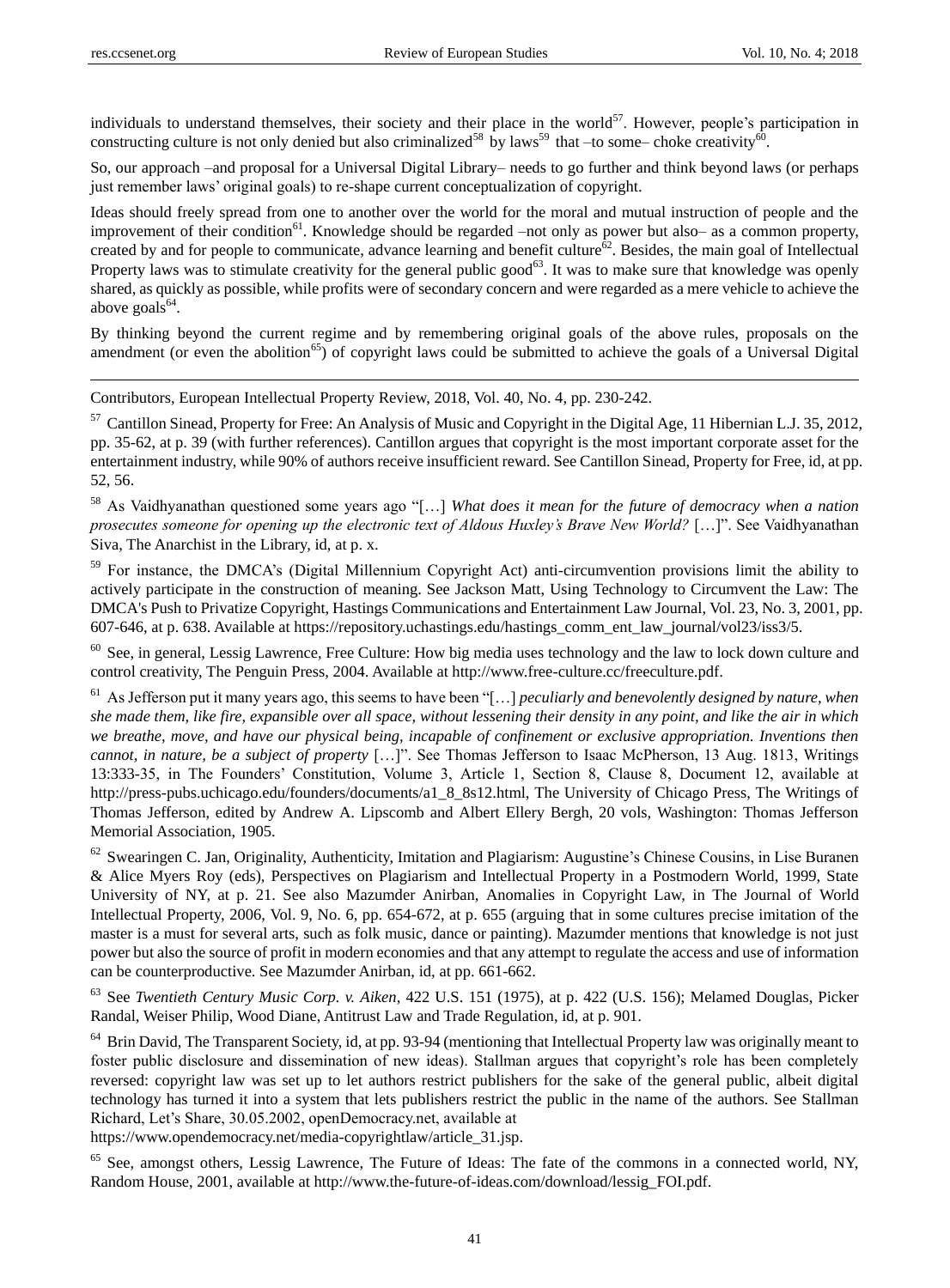individuals to understand themselves, their society and their place in the world[57]. However, people's participation in constructing culture is not only denied but also criminalized[58] by laws[59] that –to some– choke creativity[60].

So, our approach –and proposal for a Universal Digital Library– needs to go further and think beyond laws (or perhaps just remember laws' original goals) to re-shape current conceptualization of copyright.

Ideas should freely spread from one to another over the world for the moral and mutual instruction of people and the improvement of their condition[61]. Knowledge should be regarded –not only as power but also– as a common property, created by and for people to communicate, advance learning and benefit culture[62]. Besides, the main goal of Intellectual Property laws was to stimulate creativity for the general public good[63]. It was to make sure that knowledge was openly shared, as quickly as possible, while profits were of secondary concern and were regarded as a mere vehicle to achieve the above goals[64].

By thinking beyond the current regime and by remembering original goals of the above rules, proposals on the amendment (or even the abolition[65]) of copyright laws could be submitted to achieve the goals of a Universal Digital

---

Contributors, European Intellectual Property Review, 2018, Vol. 40, No. 4, pp. 230-242.

[57] Cantillon Sinead, Property for Free: An Analysis of Music and Copyright in the Digital Age, 11 Hibernian L.J. 35, 2012, pp. 35-62, at p. 39 (with further references). Cantillon argues that copyright is the most important corporate asset for the entertainment industry, while 90% of authors receive insufficient reward. See Cantillon Sinead, Property for Free, id, at pp. 52, 56.

[58] As Vaidhyanathan questioned some years ago "[…] *What does it mean for the future of democracy when a nation prosecutes someone for opening up the electronic text of Aldous Huxley's Brave New World?* […]". See Vaidhyanathan Siva, The Anarchist in the Library, id, at p. x.

[59] For instance, the DMCA's (Digital Millennium Copyright Act) anti-circumvention provisions limit the ability to actively participate in the construction of meaning. See Jackson Matt, Using Technology to Circumvent the Law: The DMCA's Push to Privatize Copyright, Hastings Communications and Entertainment Law Journal, Vol. 23, No. 3, 2001, pp. 607-646, at p. 638. Available at https://repository.uchastings.edu/hastings_comm_ent_law_journal/vol23/iss3/5.

[60] See, in general, Lessig Lawrence, Free Culture: How big media uses technology and the law to lock down culture and control creativity, The Penguin Press, 2004. Available at http://www.free-culture.cc/freeculture.pdf.

[61] As Jefferson put it many years ago, this seems to have been "[…] *peculiarly and benevolently designed by nature, when she made them, like fire, expansible over all space, without lessening their density in any point, and like the air in which we breathe, move, and have our physical being, incapable of confinement or exclusive appropriation. Inventions then cannot, in nature, be a subject of property* […]". See Thomas Jefferson to Isaac McPherson, 13 Aug. 1813, Writings 13:333-35, in The Founders' Constitution, Volume 3, Article 1, Section 8, Clause 8, Document 12, available at http://press-pubs.uchicago.edu/founders/documents/a1_8_8s12.html, The University of Chicago Press, The Writings of Thomas Jefferson, edited by Andrew A. Lipscomb and Albert Ellery Bergh, 20 vols, Washington: Thomas Jefferson Memorial Association, 1905.

[62] Swearingen C. Jan, Originality, Authenticity, Imitation and Plagiarism: Augustine's Chinese Cousins, in Lise Buranen & Alice Myers Roy (eds), Perspectives on Plagiarism and Intellectual Property in a Postmodern World, 1999, State University of NY, at p. 21. See also Mazumder Anirban, Anomalies in Copyright Law, in The Journal of World Intellectual Property, 2006, Vol. 9, No. 6, pp. 654-672, at p. 655 (arguing that in some cultures precise imitation of the master is a must for several arts, such as folk music, dance or painting). Mazumder mentions that knowledge is not just power but also the source of profit in modern economies and that any attempt to regulate the access and use of information can be counterproductive. See Mazumder Anirban, id, at pp. 661-662.

[63] See *Twentieth Century Music Corp. v. Aiken*, 422 U.S. 151 (1975), at p. 422 (U.S. 156); Melamed Douglas, Picker Randal, Weiser Philip, Wood Diane, Antitrust Law and Trade Regulation, id, at p. 901.

[64] Brin David, The Transparent Society, id, at pp. 93-94 (mentioning that Intellectual Property law was originally meant to foster public disclosure and dissemination of new ideas). Stallman argues that copyright's role has been completely reversed: copyright law was set up to let authors restrict publishers for the sake of the general public, albeit digital technology has turned it into a system that lets publishers restrict the public in the name of the authors. See Stallman Richard, Let's Share, 30.05.2002, openDemocracy.net, available at https://www.opendemocracy.net/media-copyrightlaw/article_31.jsp.

[65] See, amongst others, Lessig Lawrence, The Future of Ideas: The fate of the commons in a connected world, NY, Random House, 2001, available at http://www.the-future-of-ideas.com/download/lessig_FOI.pdf.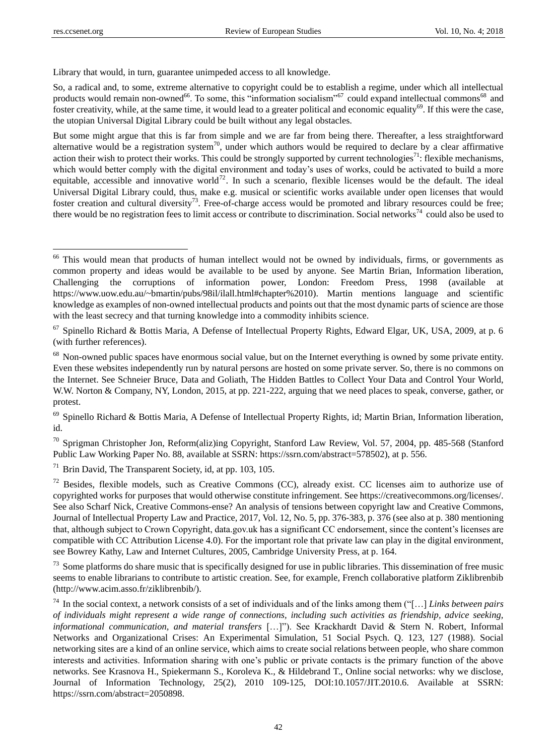Library that would, in turn, guarantee unimpeded access to all knowledge.

So, a radical and, to some, extreme alternative to copyright could be to establish a regime, under which all intellectual products would remain non-owned[66]. To some, this "information socialism"[67] could expand intellectual commons[68] and foster creativity, while, at the same time, it would lead to a greater political and economic equality[69]. If this were the case, the utopian Universal Digital Library could be built without any legal obstacles.

But some might argue that this is far from simple and we are far from being there. Thereafter, a less straightforward alternative would be a registration system[70], under which authors would be required to declare by a clear affirmative action their wish to protect their works. This could be strongly supported by current technologies[71]: flexible mechanisms, which would better comply with the digital environment and today's uses of works, could be activated to build a more equitable, accessible and innovative world[72]. In such a scenario, flexible licenses would be the default. The ideal Universal Digital Library could, thus, make e.g. musical or scientific works available under open licenses that would foster creation and cultural diversity[73]. Free-of-charge access would be promoted and library resources could be free; there would be no registration fees to limit access or contribute to discrimination. Social networks[74] could also be used to

---

[66] This would mean that products of human intellect would not be owned by individuals, firms, or governments as common property and ideas would be available to be used by anyone. See Martin Brian, Information liberation, Challenging the corruptions of information power, London: Freedom Press, 1998 (available at https://www.uow.edu.au/~bmartin/pubs/98il/ilall.html#chapter%2010). Martin mentions language and scientific knowledge as examples of non-owned intellectual products and points out that the most dynamic parts of science are those with the least secrecy and that turning knowledge into a commodity inhibits science.

[67] Spinello Richard & Bottis Maria, A Defense of Intellectual Property Rights, Edward Elgar, UK, USA, 2009, at p. 6 (with further references).

[68] Non-owned public spaces have enormous social value, but on the Internet everything is owned by some private entity. Even these websites independently run by natural persons are hosted on some private server. So, there is no commons on the Internet. See Schneier Bruce, Data and Goliath, The Hidden Battles to Collect Your Data and Control Your World, W.W. Norton & Company, NY, London, 2015, at pp. 221-222, arguing that we need places to speak, converse, gather, or protest.

[69] Spinello Richard & Bottis Maria, A Defense of Intellectual Property Rights, id; Martin Brian, Information liberation, id.

[70] Sprigman Christopher Jon, Reform(aliz)ing Copyright, Stanford Law Review, Vol. 57, 2004, pp. 485-568 (Stanford Public Law Working Paper No. 88, available at SSRN: https://ssrn.com/abstract=578502), at p. 556.

[71] Brin David, The Transparent Society, id, at pp. 103, 105.

[72] Besides, flexible models, such as Creative Commons (CC), already exist. CC licenses aim to authorize use of copyrighted works for purposes that would otherwise constitute infringement. See https://creativecommons.org/licenses/. See also Scharf Nick, Creative Commons-ense? An analysis of tensions between copyright law and Creative Commons, Journal of Intellectual Property Law and Practice, 2017, Vol. 12, No. 5, pp. 376-383, p. 376 (see also at p. 380 mentioning that, although subject to Crown Copyright, data.gov.uk has a significant CC endorsement, since the content's licenses are compatible with CC Attribution License 4.0). For the important role that private law can play in the digital environment, see Bowrey Kathy, Law and Internet Cultures, 2005, Cambridge University Press, at p. 164.

[73] Some platforms do share music that is specifically designed for use in public libraries. This dissemination of free music seems to enable librarians to contribute to artistic creation. See, for example, French collaborative platform Ziklibrenbib (http://www.acim.asso.fr/ziklibrenbib/).

[74] In the social context, a network consists of a set of individuals and of the links among them ("[…] *Links between pairs of individuals might represent a wide range of connections, including such activities as friendship, advice seeking, informational communication, and material transfers* […]"). See Krackhardt David & Stern N. Robert, Informal Networks and Organizational Crises: An Experimental Simulation, 51 Social Psych. Q. 123, 127 (1988). Social networking sites are a kind of an online service, which aims to create social relations between people, who share common interests and activities. Information sharing with one's public or private contacts is the primary function of the above networks. See Krasnova H., Spiekermann S., Koroleva K., & Hildebrand T., Online social networks: why we disclose, Journal of Information Technology, 25(2), 2010 109-125, DOI:10.1057/JIT.2010.6. Available at SSRN: https://ssrn.com/abstract=2050898.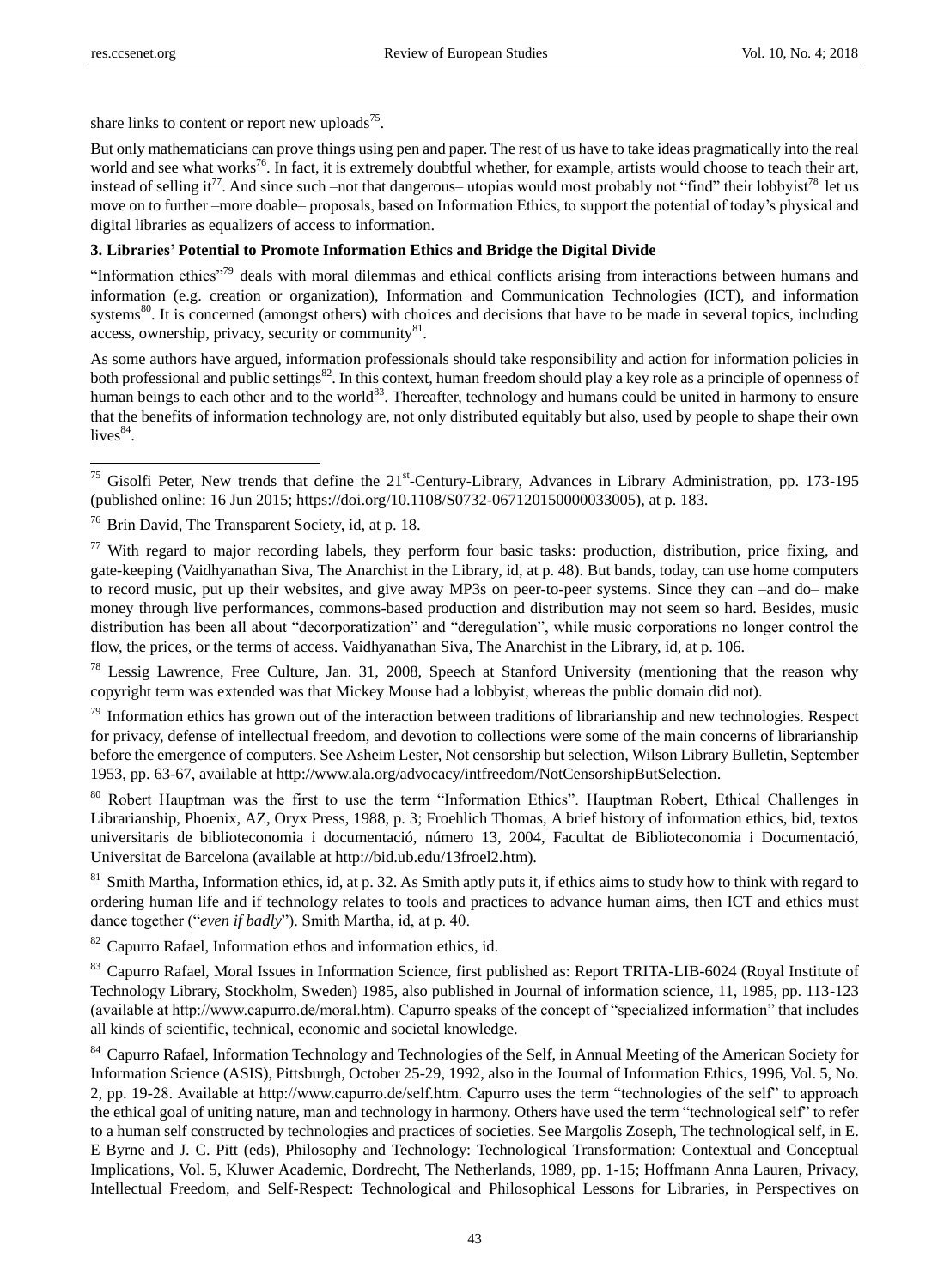share links to content or report new uploads[75].

But only mathematicians can prove things using pen and paper. The rest of us have to take ideas pragmatically into the real world and see what works[76]. In fact, it is extremely doubtful whether, for example, artists would choose to teach their art, instead of selling it[77]. And since such –not that dangerous– utopias would most probably not "find" their lobbyist[78] let us move on to further –more doable– proposals, based on Information Ethics, to support the potential of today's physical and digital libraries as equalizers of access to information.

### 3. Libraries' Potential to Promote Information Ethics and Bridge the Digital Divide

"Information ethics"[79] deals with moral dilemmas and ethical conflicts arising from interactions between humans and information (e.g. creation or organization), Information and Communication Technologies (ICT), and information systems[80]. It is concerned (amongst others) with choices and decisions that have to be made in several topics, including access, ownership, privacy, security or community[81].

As some authors have argued, information professionals should take responsibility and action for information policies in both professional and public settings[82]. In this context, human freedom should play a key role as a principle of openness of human beings to each other and to the world[83]. Thereafter, technology and humans could be united in harmony to ensure that the benefits of information technology are, not only distributed equitably but also, used by people to shape their own lives[84].

---

[75] Gisolfi Peter, New trends that define the 21st-Century-Library, Advances in Library Administration, pp. 173-195 (published online: 16 Jun 2015; https://doi.org/10.1108/S0732-067120150000033005), at p. 183.

[76] Brin David, The Transparent Society, id, at p. 18.

[77] With regard to major recording labels, they perform four basic tasks: production, distribution, price fixing, and gate-keeping (Vaidhyanathan Siva, The Anarchist in the Library, id, at p. 48). But bands, today, can use home computers to record music, put up their websites, and give away MP3s on peer-to-peer systems. Since they can –and do– make money through live performances, commons-based production and distribution may not seem so hard. Besides, music distribution has been all about "decorporatization" and "deregulation", while music corporations no longer control the flow, the prices, or the terms of access. Vaidhyanathan Siva, The Anarchist in the Library, id, at p. 106.

[78] Lessig Lawrence, Free Culture, Jan. 31, 2008, Speech at Stanford University (mentioning that the reason why copyright term was extended was that Mickey Mouse had a lobbyist, whereas the public domain did not).

[79] Information ethics has grown out of the interaction between traditions of librarianship and new technologies. Respect for privacy, defense of intellectual freedom, and devotion to collections were some of the main concerns of librarianship before the emergence of computers. See Asheim Lester, Not censorship but selection, Wilson Library Bulletin, September 1953, pp. 63-67, available at http://www.ala.org/advocacy/intfreedom/NotCensorshipButSelection.

[80] Robert Hauptman was the first to use the term "Information Ethics". Hauptman Robert, Ethical Challenges in Librarianship, Phoenix, AZ, Oryx Press, 1988, p. 3; Froehlich Thomas, A brief history of information ethics, bid, textos universitaris de biblioteconomia i documentació, número 13, 2004, Facultat de Biblioteconomia i Documentació, Universitat de Barcelona (available at http://bid.ub.edu/13froel2.htm).

[81] Smith Martha, Information ethics, id, at p. 32. As Smith aptly puts it, if ethics aims to study how to think with regard to ordering human life and if technology relates to tools and practices to advance human aims, then ICT and ethics must dance together ("*even if badly*"). Smith Martha, id, at p. 40.

[82] Capurro Rafael, Information ethos and information ethics, id.

[83] Capurro Rafael, Moral Issues in Information Science, first published as: Report TRITA-LIB-6024 (Royal Institute of Technology Library, Stockholm, Sweden) 1985, also published in Journal of information science, 11, 1985, pp. 113-123 (available at http://www.capurro.de/moral.htm). Capurro speaks of the concept of "specialized information" that includes all kinds of scientific, technical, economic and societal knowledge.

[84] Capurro Rafael, Information Technology and Technologies of the Self, in Annual Meeting of the American Society for Information Science (ASIS), Pittsburgh, October 25-29, 1992, also in the Journal of Information Ethics, 1996, Vol. 5, No. 2, pp. 19-28. Available at http://www.capurro.de/self.htm. Capurro uses the term "technologies of the self" to approach the ethical goal of uniting nature, man and technology in harmony. Others have used the term "technological self" to refer to a human self constructed by technologies and practices of societies. See Margolis Zoseph, The technological self, in E. E Byrne and J. C. Pitt (eds), Philosophy and Technology: Technological Transformation: Contextual and Conceptual Implications, Vol. 5, Kluwer Academic, Dordrecht, The Netherlands, 1989, pp. 1-15; Hoffmann Anna Lauren, Privacy, Intellectual Freedom, and Self-Respect: Technological and Philosophical Lessons for Libraries, in Perspectives on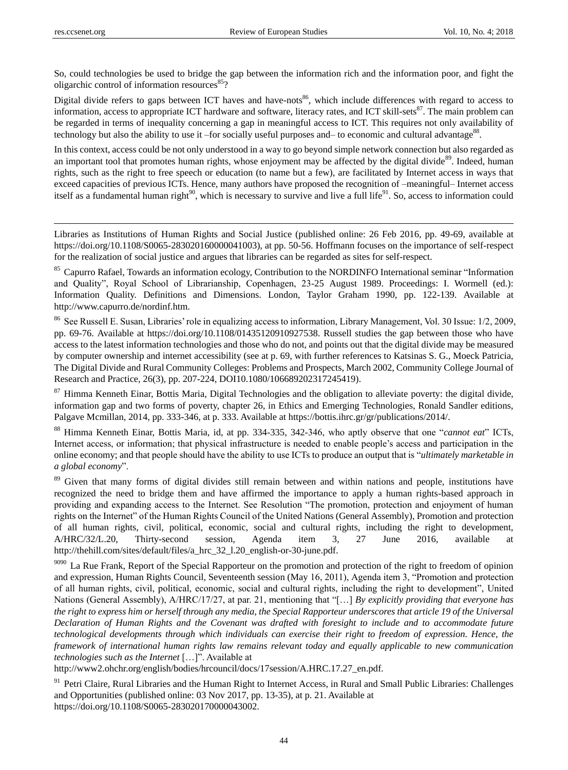So, could technologies be used to bridge the gap between the information rich and the information poor, and fight the oligarchic control of information resources[85]?

Digital divide refers to gaps between ICT haves and have-nots[86], which include differences with regard to access to information, access to appropriate ICT hardware and software, literacy rates, and ICT skill-sets[87]. The main problem can be regarded in terms of inequality concerning a gap in meaningful access to ICT. This requires not only availability of technology but also the ability to use it –for socially useful purposes and– to economic and cultural advantage[88].

In this context, access could be not only understood in a way to go beyond simple network connection but also regarded as an important tool that promotes human rights, whose enjoyment may be affected by the digital divide[89]. Indeed, human rights, such as the right to free speech or education (to name but a few), are facilitated by Internet access in ways that exceed capacities of previous ICTs. Hence, many authors have proposed the recognition of –meaningful– Internet access itself as a fundamental human right[90], which is necessary to survive and live a full life[91]. So, access to information could

---

Libraries as Institutions of Human Rights and Social Justice (published online: 26 Feb 2016, pp. 49-69, available at https://doi.org/10.1108/S0065-283020160000041003), at pp. 50-56. Hoffmann focuses on the importance of self-respect for the realization of social justice and argues that libraries can be regarded as sites for self-respect.

[85] Capurro Rafael, Towards an information ecology, Contribution to the NORDINFO International seminar "Information and Quality", Royal School of Librarianship, Copenhagen, 23-25 August 1989. Proceedings: I. Wormell (ed.): Information Quality. Definitions and Dimensions. London, Taylor Graham 1990, pp. 122-139. Available at http://www.capurro.de/nordinf.htm.

[86] See Russell E. Susan, Libraries' role in equalizing access to information, Library Management, Vol. 30 Issue: 1/2, 2009, pp. 69-76. Available at https://doi.org/10.1108/01435120910927538. Russell studies the gap between those who have access to the latest information technologies and those who do not, and points out that the digital divide may be measured by computer ownership and internet accessibility (see at p. 69, with further references to Katsinas S. G., Moeck Patricia, The Digital Divide and Rural Community Colleges: Problems and Prospects, March 2002, Community College Journal of Research and Practice, 26(3), pp. 207-224, DOI10.1080/106689202317245419).

[87] Himma Kenneth Einar, Bottis Maria, Digital Technologies and the obligation to alleviate poverty: the digital divide, information gap and two forms of poverty, chapter 26, in Ethics and Emerging Technologies, Ronald Sandler editions, Palgave Mcmillan, 2014, pp. 333-346, at p. 333. Available at https://bottis.ihrc.gr/gr/publications/2014/.

[88] Himma Kenneth Einar, Bottis Maria, id, at pp. 334-335, 342-346, who aptly observe that one "*cannot eat*" ICTs, Internet access, or information; that physical infrastructure is needed to enable people's access and participation in the online economy; and that people should have the ability to use ICTs to produce an output that is "*ultimately marketable in a global economy*".

[89] Given that many forms of digital divides still remain between and within nations and people, institutions have recognized the need to bridge them and have affirmed the importance to apply a human rights-based approach in providing and expanding access to the Internet. See Resolution "The promotion, protection and enjoyment of human rights on the Internet" of the Human Rights Council of the United Nations (General Assembly), Promotion and protection of all human rights, civil, political, economic, social and cultural rights, including the right to development, A/HRC/32/L.20, Thirty-second session, Agenda item 3, 27 June 2016, available at http://thehill.com/sites/default/files/a_hrc_32_l.20_english-or-30-june.pdf.

[9090] La Rue Frank, Report of the Special Rapporteur on the promotion and protection of the right to freedom of opinion and expression, Human Rights Council, Seventeenth session (May 16, 2011), Agenda item 3, "Promotion and protection of all human rights, civil, political, economic, social and cultural rights, including the right to development", United Nations (General Assembly), A/HRC/17/27, at par. 21, mentioning that "[…] *By explicitly providing that everyone has the right to express him or herself through any media, the Special Rapporteur underscores that article 19 of the Universal Declaration of Human Rights and the Covenant was drafted with foresight to include and to accommodate future technological developments through which individuals can exercise their right to freedom of expression. Hence, the framework of international human rights law remains relevant today and equally applicable to new communication technologies such as the Internet* […]". Available at http://www2.ohchr.org/english/bodies/hrcouncil/docs/17session/A.HRC.17.27_en.pdf.

[91] Petri Claire, Rural Libraries and the Human Right to Internet Access, in Rural and Small Public Libraries: Challenges and Opportunities (published online: 03 Nov 2017, pp. 13-35), at p. 21. Available at https://doi.org/10.1108/S0065-283020170000043002.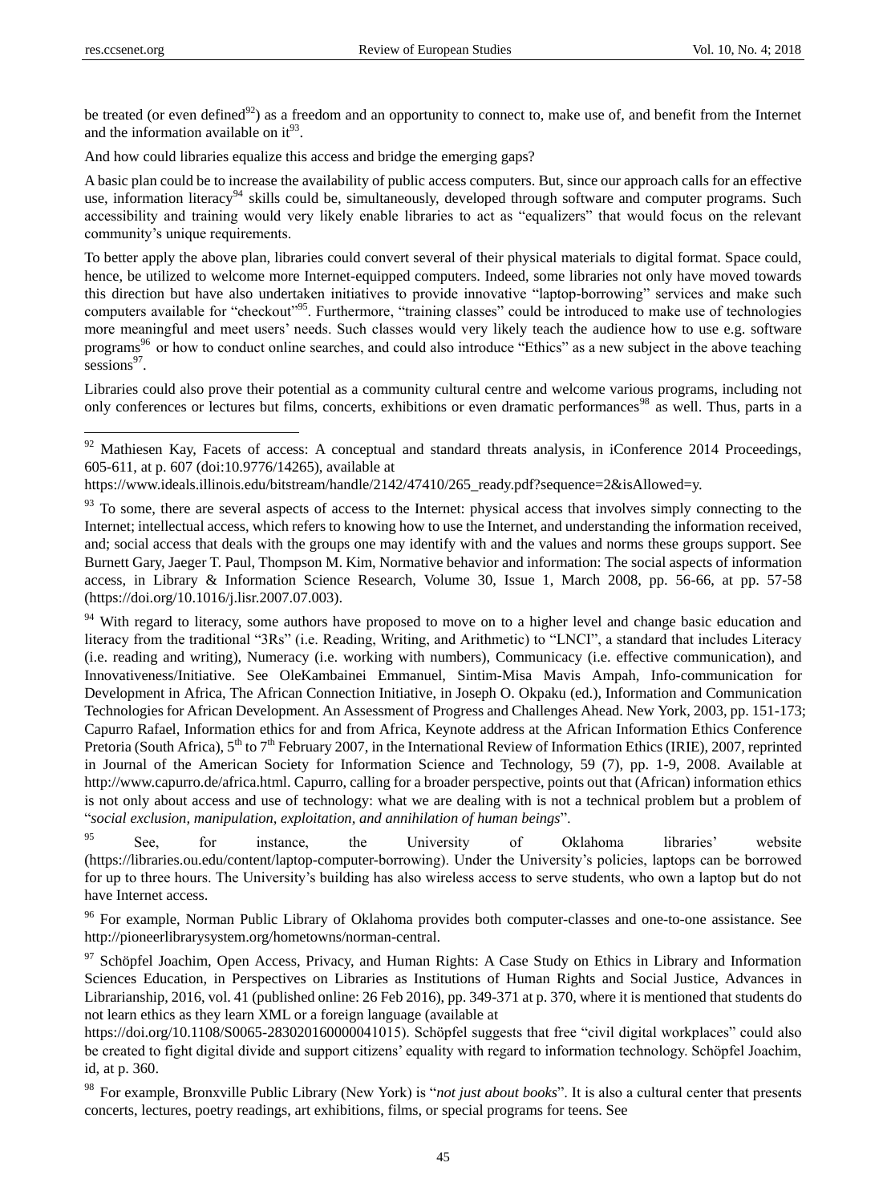be treated (or even defined[92]) as a freedom and an opportunity to connect to, make use of, and benefit from the Internet and the information available on it[93].

And how could libraries equalize this access and bridge the emerging gaps?

A basic plan could be to increase the availability of public access computers. But, since our approach calls for an effective use, information literacy[94] skills could be, simultaneously, developed through software and computer programs. Such accessibility and training would very likely enable libraries to act as "equalizers" that would focus on the relevant community's unique requirements.

To better apply the above plan, libraries could convert several of their physical materials to digital format. Space could, hence, be utilized to welcome more Internet-equipped computers. Indeed, some libraries not only have moved towards this direction but have also undertaken initiatives to provide innovative "laptop-borrowing" services and make such computers available for "checkout"[95]. Furthermore, "training classes" could be introduced to make use of technologies more meaningful and meet users' needs. Such classes would very likely teach the audience how to use e.g. software programs[96] or how to conduct online searches, and could also introduce "Ethics" as a new subject in the above teaching sessions[97].

Libraries could also prove their potential as a community cultural centre and welcome various programs, including not only conferences or lectures but films, concerts, exhibitions or even dramatic performances[98] as well. Thus, parts in a

---

[92] Mathiesen Kay, Facets of access: A conceptual and standard threats analysis, in iConference 2014 Proceedings, 605-611, at p. 607 (doi:10.9776/14265), available at https://www.ideals.illinois.edu/bitstream/handle/2142/47410/265_ready.pdf?sequence=2&isAllowed=y.

[93] To some, there are several aspects of access to the Internet: physical access that involves simply connecting to the Internet; intellectual access, which refers to knowing how to use the Internet, and understanding the information received, and; social access that deals with the groups one may identify with and the values and norms these groups support. See Burnett Gary, Jaeger T. Paul, Thompson M. Kim, Normative behavior and information: The social aspects of information access, in Library & Information Science Research, Volume 30, Issue 1, March 2008, pp. 56-66, at pp. 57-58 (https://doi.org/10.1016/j.lisr.2007.07.003).

[94] With regard to literacy, some authors have proposed to move on to a higher level and change basic education and literacy from the traditional "3Rs" (i.e. Reading, Writing, and Arithmetic) to "LNCI", a standard that includes Literacy (i.e. reading and writing), Numeracy (i.e. working with numbers), Communicacy (i.e. effective communication), and Innovativeness/Initiative. See OleKambainei Emmanuel, Sintim-Misa Mavis Ampah, Info-communication for Development in Africa, The African Connection Initiative, in Joseph O. Okpaku (ed.), Information and Communication Technologies for African Development. An Assessment of Progress and Challenges Ahead. New York, 2003, pp. 151-173; Capurro Rafael, Information ethics for and from Africa, Keynote address at the African Information Ethics Conference Pretoria (South Africa), 5th to 7th February 2007, in the International Review of Information Ethics (IRIE), 2007, reprinted in Journal of the American Society for Information Science and Technology, 59 (7), pp. 1-9, 2008. Available at http://www.capurro.de/africa.html. Capurro, calling for a broader perspective, points out that (African) information ethics is not only about access and use of technology: what we are dealing with is not a technical problem but a problem of "*social exclusion, manipulation, exploitation, and annihilation of human beings*".

[95] See, for instance, the University of Oklahoma libraries' website (https://libraries.ou.edu/content/laptop-computer-borrowing). Under the University's policies, laptops can be borrowed for up to three hours. The University's building has also wireless access to serve students, who own a laptop but do not have Internet access.

[96] For example, Norman Public Library of Oklahoma provides both computer-classes and one-to-one assistance. See http://pioneerlibrarysystem.org/hometowns/norman-central.

[97] Schöpfel Joachim, Open Access, Privacy, and Human Rights: A Case Study on Ethics in Library and Information Sciences Education, in Perspectives on Libraries as Institutions of Human Rights and Social Justice, Advances in Librarianship, 2016, vol. 41 (published online: 26 Feb 2016), pp. 349-371 at p. 370, where it is mentioned that students do not learn ethics as they learn XML or a foreign language (available at https://doi.org/10.1108/S0065-283020160000041015). Schöpfel suggests that free "civil digital workplaces" could also be created to fight digital divide and support citizens' equality with regard to information technology. Schöpfel Joachim, id, at p. 360.

[98] For example, Bronxville Public Library (New York) is "*not just about books*". It is also a cultural center that presents concerts, lectures, poetry readings, art exhibitions, films, or special programs for teens. See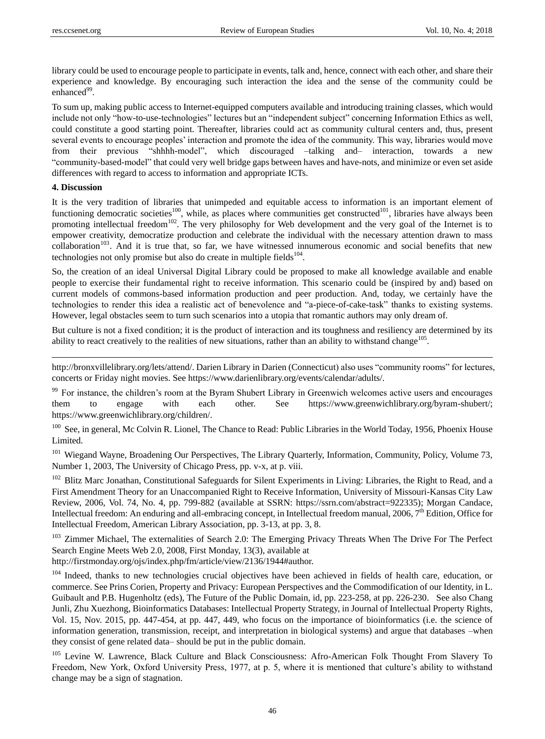library could be used to encourage people to participate in events, talk and, hence, connect with each other, and share their experience and knowledge. By encouraging such interaction the idea and the sense of the community could be enhanced[99].

To sum up, making public access to Internet-equipped computers available and introducing training classes, which would include not only "how-to-use-technologies" lectures but an "independent subject" concerning Information Ethics as well, could constitute a good starting point. Thereafter, libraries could act as community cultural centers and, thus, present several events to encourage peoples' interaction and promote the idea of the community. This way, libraries would move from their previous "shhhh-model", which discouraged –talking and– interaction, towards a new "community-based-model" that could very well bridge gaps between haves and have-nots, and minimize or even set aside differences with regard to access to information and appropriate ICTs.

**4. Discussion**

It is the very tradition of libraries that unimpeded and equitable access to information is an important element of functioning democratic societies[100], while, as places where communities get constructed[101], libraries have always been promoting intellectual freedom[102]. The very philosophy for Web development and the very goal of the Internet is to empower creativity, democratize production and celebrate the individual with the necessary attention drawn to mass collaboration[103]. And it is true that, so far, we have witnessed innumerous economic and social benefits that new technologies not only promise but also do create in multiple fields[104].

So, the creation of an ideal Universal Digital Library could be proposed to make all knowledge available and enable people to exercise their fundamental right to receive information. This scenario could be (inspired by and) based on current models of commons-based information production and peer production. And, today, we certainly have the technologies to render this idea a realistic act of benevolence and "a-piece-of-cake-task" thanks to existing systems. However, legal obstacles seem to turn such scenarios into a utopia that romantic authors may only dream of.

But culture is not a fixed condition; it is the product of interaction and its toughness and resiliency are determined by its ability to react creatively to the realities of new situations, rather than an ability to withstand change[105].

---

http://bronxvillelibrary.org/lets/attend/. Darien Library in Darien (Connecticut) also uses "community rooms" for lectures, concerts or Friday night movies. See https://www.darienlibrary.org/events/calendar/adults/.

[99] For instance, the children's room at the Byram Shubert Library in Greenwich welcomes active users and encourages them to engage with each other. See https://www.greenwichlibrary.org/byram-shubert/; https://www.greenwichlibrary.org/children/.

[100] See, in general, Mc Colvin R. Lionel, The Chance to Read: Public Libraries in the World Today, 1956, Phoenix House Limited.

[101] Wiegand Wayne, Broadening Our Perspectives, The Library Quarterly, Information, Community, Policy, Volume 73, Number 1, 2003, The University of Chicago Press, pp. v-x, at p. viii.

[102] Blitz Marc Jonathan, Constitutional Safeguards for Silent Experiments in Living: Libraries, the Right to Read, and a First Amendment Theory for an Unaccompanied Right to Receive Information, University of Missouri-Kansas City Law Review, 2006, Vol. 74, No. 4, pp. 799-882 (available at SSRN: https://ssrn.com/abstract=922335); Morgan Candace, Intellectual freedom: An enduring and all-embracing concept, in Intellectual freedom manual, 2006, 7th Edition, Office for Intellectual Freedom, American Library Association, pp. 3-13, at pp. 3, 8.

[103] Zimmer Michael, The externalities of Search 2.0: The Emerging Privacy Threats When The Drive For The Perfect Search Engine Meets Web 2.0, 2008, First Monday, 13(3), available at http://firstmonday.org/ojs/index.php/fm/article/view/2136/1944#author.

[104] Indeed, thanks to new technologies crucial objectives have been achieved in fields of health care, education, or commerce. See Prins Corien, Property and Privacy: European Perspectives and the Commodification of our Identity, in L. Guibault and P.B. Hugenholtz (eds), The Future of the Public Domain, id, pp. 223-258, at pp. 226-230. See also Chang Junli, Zhu Xuezhong, Bioinformatics Databases: Intellectual Property Strategy, in Journal of Intellectual Property Rights, Vol. 15, Nov. 2015, pp. 447-454, at pp. 447, 449, who focus on the importance of bioinformatics (i.e. the science of information generation, transmission, receipt, and interpretation in biological systems) and argue that databases –when they consist of gene related data– should be put in the public domain.

[105] Levine W. Lawrence, Black Culture and Black Consciousness: Afro-American Folk Thought From Slavery To Freedom, New York, Oxford University Press, 1977, at p. 5, where it is mentioned that culture's ability to withstand change may be a sign of stagnation.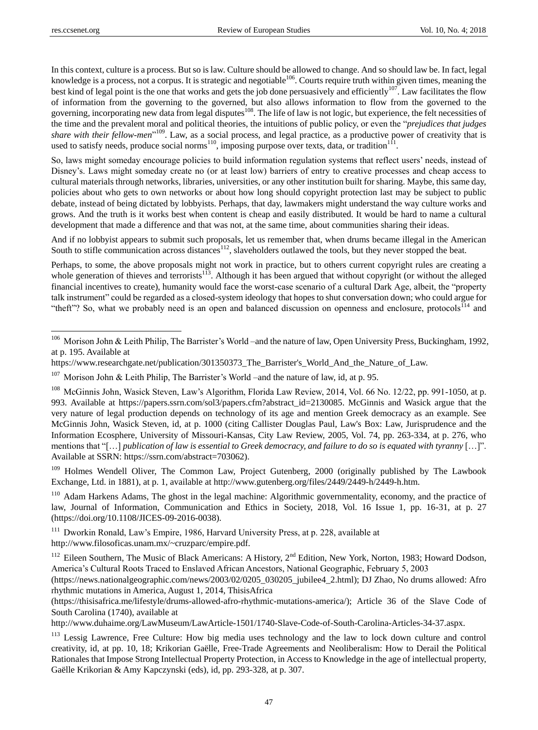In this context, culture is a process. But so is law. Culture should be allowed to change. And so should law be. In fact, legal knowledge is a process, not a corpus. It is strategic and negotiable[106]. Courts require truth within given times, meaning the best kind of legal point is the one that works and gets the job done persuasively and efficiently[107]. Law facilitates the flow of information from the governing to the governed, but also allows information to flow from the governed to the governing, incorporating new data from legal disputes[108]. The life of law is not logic, but experience, the felt necessities of the time and the prevalent moral and political theories, the intuitions of public policy, or even the "*prejudices that judges share with their fellow-men*"[109]. Law, as a social process, and legal practice, as a productive power of creativity that is used to satisfy needs, produce social norms[110], imposing purpose over texts, data, or tradition[111].

So, laws might someday encourage policies to build information regulation systems that reflect users' needs, instead of Disney's. Laws might someday create no (or at least low) barriers of entry to creative processes and cheap access to cultural materials through networks, libraries, universities, or any other institution built for sharing. Maybe, this same day, policies about who gets to own networks or about how long should copyright protection last may be subject to public debate, instead of being dictated by lobbyists. Perhaps, that day, lawmakers might understand the way culture works and grows. And the truth is it works best when content is cheap and easily distributed. It would be hard to name a cultural development that made a difference and that was not, at the same time, about communities sharing their ideas.

And if no lobbyist appears to submit such proposals, let us remember that, when drums became illegal in the American South to stifle communication across distances[112], slaveholders outlawed the tools, but they never stopped the beat.

Perhaps, to some, the above proposals might not work in practice, but to others current copyright rules are creating a whole generation of thieves and terrorists[113]. Although it has been argued that without copyright (or without the alleged financial incentives to create), humanity would face the worst-case scenario of a cultural Dark Age, albeit, the "property talk instrument" could be regarded as a closed-system ideology that hopes to shut conversation down; who could argue for "theft"? So, what we probably need is an open and balanced discussion on openness and enclosure, protocols[114] and

---

[106] Morison John & Leith Philip, The Barrister's World –and the nature of law, Open University Press, Buckingham, 1992, at p. 195. Available at https://www.researchgate.net/publication/301350373_The_Barrister's_World_And_the_Nature_of_Law.

[107] Morison John & Leith Philip, The Barrister's World –and the nature of law, id, at p. 95.

[108] McGinnis John, Wasick Steven, Law's Algorithm, Florida Law Review, 2014, Vol. 66 No. 12/22, pp. 991-1050, at p. 993. Available at https://papers.ssrn.com/sol3/papers.cfm?abstract_id=2130085. McGinnis and Wasick argue that the very nature of legal production depends on technology of its age and mention Greek democracy as an example. See McGinnis John, Wasick Steven, id, at p. 1000 (citing Callister Douglas Paul, Law's Box: Law, Jurisprudence and the Information Ecosphere, University of Missouri-Kansas, City Law Review, 2005, Vol. 74, pp. 263-334, at p. 276, who mentions that "[…] *publication of law is essential to Greek democracy, and failure to do so is equated with tyranny* […]". Available at SSRN: https://ssrn.com/abstract=703062).

[109] Holmes Wendell Oliver, The Common Law, Project Gutenberg, 2000 (originally published by The Lawbook Exchange, Ltd. in 1881), at p. 1, available at http://www.gutenberg.org/files/2449/2449-h/2449-h.htm.

[110] Adam Harkens Adams, The ghost in the legal machine: Algorithmic governmentality, economy, and the practice of law, Journal of Information, Communication and Ethics in Society, 2018, Vol. 16 Issue 1, pp. 16-31, at p. 27 (https://doi.org/10.1108/JICES-09-2016-0038).

[111] Dworkin Ronald, Law's Empire, 1986, Harvard University Press, at p. 228, available at http://www.filosoficas.unam.mx/~cruzparc/empire.pdf.

[112] Eileen Southern, The Music of Black Americans: A History, 2nd Edition, New York, Norton, 1983; Howard Dodson, America's Cultural Roots Traced to Enslaved African Ancestors, National Geographic, February 5, 2003 (https://news.nationalgeographic.com/news/2003/02/0205_030205_jubilee4_2.html); DJ Zhao, No drums allowed: Afro rhythmic mutations in America, August 1, 2014, ThisisAfrica (https://thisisafrica.me/lifestyle/drums-allowed-afro-rhythmic-mutations-america/); Article 36 of the Slave Code of South Carolina (1740), available at http://www.duhaime.org/LawMuseum/LawArticle-1501/1740-Slave-Code-of-South-Carolina-Articles-34-37.aspx.

[113] Lessig Lawrence, Free Culture: How big media uses technology and the law to lock down culture and control creativity, id, at pp. 10, 18; Krikorian Gaëlle, Free-Trade Agreements and Neoliberalism: How to Derail the Political Rationales that Impose Strong Intellectual Property Protection, in Access to Knowledge in the age of intellectual property, Gaëlle Krikorian & Amy Kapczynski (eds), id, pp. 293-328, at p. 307.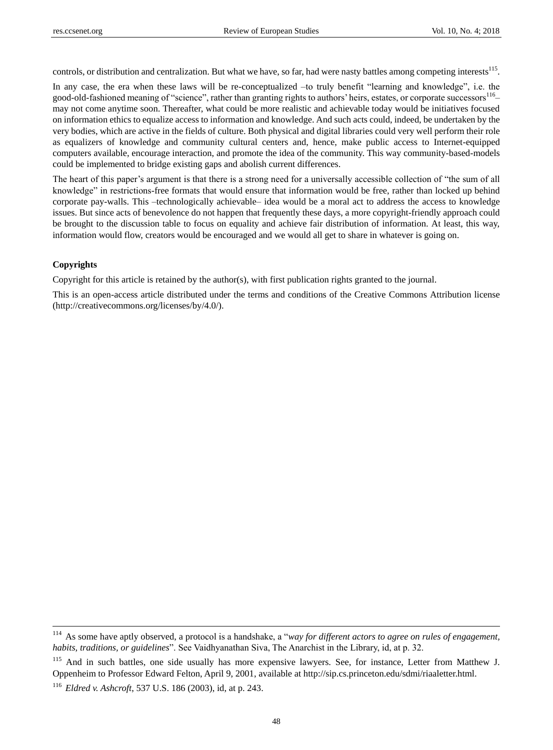controls, or distribution and centralization. But what we have, so far, had were nasty battles among competing interests[115].

In any case, the era when these laws will be re-conceptualized –to truly benefit "learning and knowledge", i.e. the good-old-fashioned meaning of "science", rather than granting rights to authors' heirs, estates, or corporate successors[116]– may not come anytime soon. Thereafter, what could be more realistic and achievable today would be initiatives focused on information ethics to equalize access to information and knowledge. And such acts could, indeed, be undertaken by the very bodies, which are active in the fields of culture. Both physical and digital libraries could very well perform their role as equalizers of knowledge and community cultural centers and, hence, make public access to Internet-equipped computers available, encourage interaction, and promote the idea of the community. This way community-based-models could be implemented to bridge existing gaps and abolish current differences.

The heart of this paper's argument is that there is a strong need for a universally accessible collection of "the sum of all knowledge" in restrictions-free formats that would ensure that information would be free, rather than locked up behind corporate pay-walls. This –technologically achievable– idea would be a moral act to address the access to knowledge issues. But since acts of benevolence do not happen that frequently these days, a more copyright-friendly approach could be brought to the discussion table to focus on equality and achieve fair distribution of information. At least, this way, information would flow, creators would be encouraged and we would all get to share in whatever is going on.

## Copyrights

Copyright for this article is retained by the author(s), with first publication rights granted to the journal.

This is an open-access article distributed under the terms and conditions of the Creative Commons Attribution license (http://creativecommons.org/licenses/by/4.0/).

---

[114] As some have aptly observed, a protocol is a handshake, a "*way for different actors to agree on rules of engagement, habits, traditions, or guidelines*". See Vaidhyanathan Siva, The Anarchist in the Library, id, at p. 32.

[115] And in such battles, one side usually has more expensive lawyers. See, for instance, Letter from Matthew J. Oppenheim to Professor Edward Felton, April 9, 2001, available at http://sip.cs.princeton.edu/sdmi/riaaletter.html.

[116] *Eldred v. Ashcroft*, 537 U.S. 186 (2003), id, at p. 243.